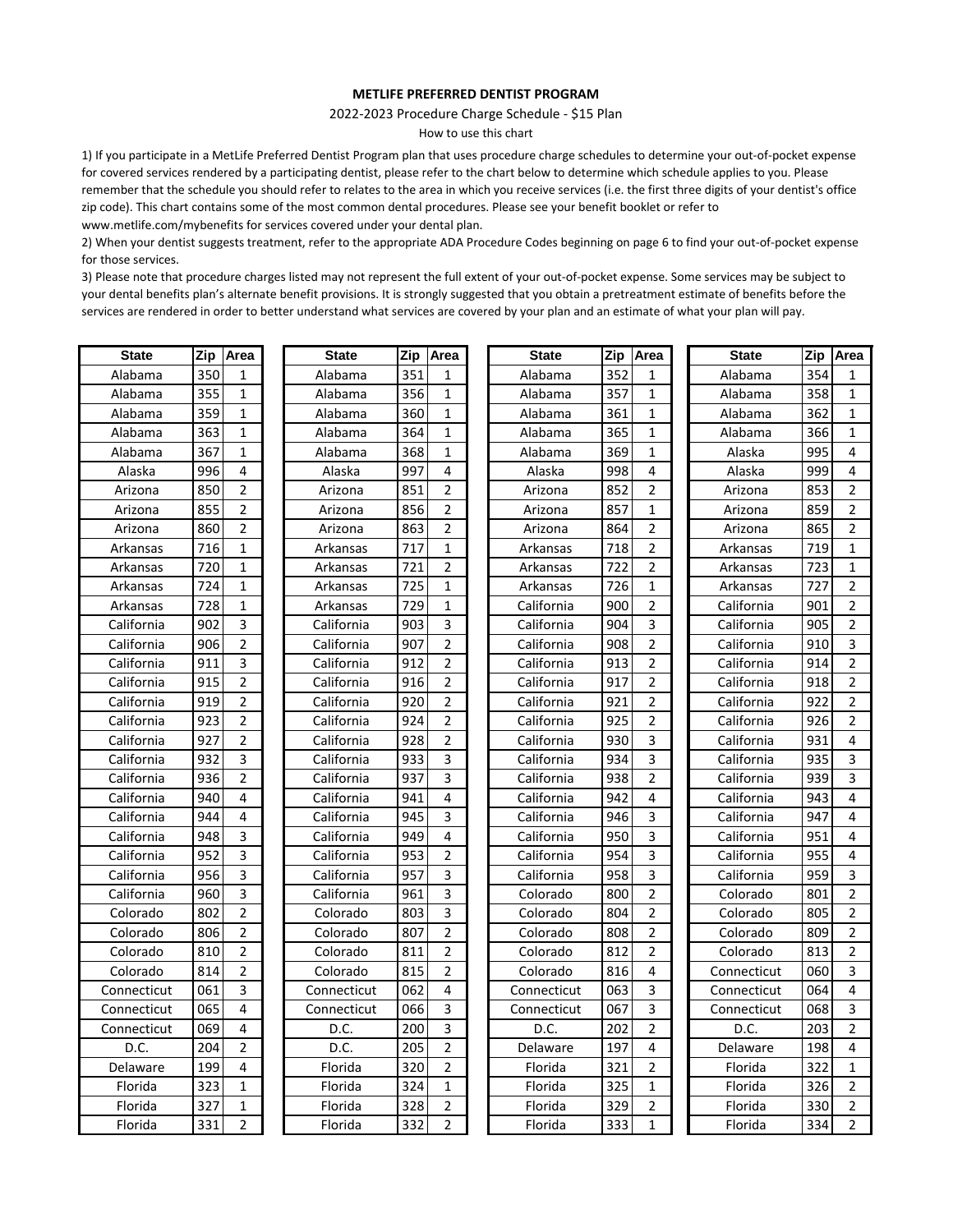**METLIFE PREFERRED DENTIST PROGRAM**

2022-2023 Procedure Charge Schedule - $15 Plan

How to use this chart

1) If you participate in a MetLife Preferred Dentist Program plan that uses procedure charge schedules to determine your out-of-pocket expense for covered services rendered by a participating dentist, please refer to the chart below to determine which schedule applies to you. Please remember that the schedule you should refer to relates to the area in which you receive services (i.e. the first three digits of your dentist's office zip code). This chart contains some of the most common dental procedures. Please see your benefit booklet or refer to www.metlife.com/mybenefits for services covered under your dental plan.

2) When your dentist suggests treatment, refer to the appropriate ADA Procedure Codes beginning on page 6 to find your out-of-pocket expense for those services.

3) Please note that procedure charges listed may not represent the full extent of your out-of-pocket expense. Some services may be subject to your dental benefits plan's alternate benefit provisions. It is strongly suggested that you obtain a pretreatment estimate of benefits before the services are rendered in order to better understand what services are covered by your plan and an estimate of what your plan will pay.

| State | Zip | Area | State | Zip | Area | State | Zip | Area | State | Zip | Area |
|---|---|---|---|---|---|---|---|---|---|---|---|
| Alabama | 350 | 1 | Alabama | 351 | 1 | Alabama | 352 | 1 | Alabama | 354 | 1 |
| Alabama | 355 | 1 | Alabama | 356 | 1 | Alabama | 357 | 1 | Alabama | 358 | 1 |
| Alabama | 359 | 1 | Alabama | 360 | 1 | Alabama | 361 | 1 | Alabama | 362 | 1 |
| Alabama | 363 | 1 | Alabama | 364 | 1 | Alabama | 365 | 1 | Alabama | 366 | 1 |
| Alabama | 367 | 1 | Alabama | 368 | 1 | Alabama | 369 | 1 | Alaska | 995 | 4 |
| Alaska | 996 | 4 | Alaska | 997 | 4 | Alaska | 998 | 4 | Alaska | 999 | 4 |
| Arizona | 850 | 2 | Arizona | 851 | 2 | Arizona | 852 | 2 | Arizona | 853 | 2 |
| Arizona | 855 | 2 | Arizona | 856 | 2 | Arizona | 857 | 1 | Arizona | 859 | 2 |
| Arizona | 860 | 2 | Arizona | 863 | 2 | Arizona | 864 | 2 | Arizona | 865 | 2 |
| Arkansas | 716 | 1 | Arkansas | 717 | 1 | Arkansas | 718 | 2 | Arkansas | 719 | 1 |
| Arkansas | 720 | 1 | Arkansas | 721 | 2 | Arkansas | 722 | 2 | Arkansas | 723 | 1 |
| Arkansas | 724 | 1 | Arkansas | 725 | 1 | Arkansas | 726 | 1 | Arkansas | 727 | 2 |
| Arkansas | 728 | 1 | Arkansas | 729 | 1 | California | 900 | 2 | California | 901 | 2 |
| California | 902 | 3 | California | 903 | 3 | California | 904 | 3 | California | 905 | 2 |
| California | 906 | 2 | California | 907 | 2 | California | 908 | 2 | California | 910 | 3 |
| California | 911 | 3 | California | 912 | 2 | California | 913 | 2 | California | 914 | 2 |
| California | 915 | 2 | California | 916 | 2 | California | 917 | 2 | California | 918 | 2 |
| California | 919 | 2 | California | 920 | 2 | California | 921 | 2 | California | 922 | 2 |
| California | 923 | 2 | California | 924 | 2 | California | 925 | 2 | California | 926 | 2 |
| California | 927 | 2 | California | 928 | 2 | California | 930 | 3 | California | 931 | 4 |
| California | 932 | 3 | California | 933 | 3 | California | 934 | 3 | California | 935 | 3 |
| California | 936 | 2 | California | 937 | 3 | California | 938 | 2 | California | 939 | 3 |
| California | 940 | 4 | California | 941 | 4 | California | 942 | 4 | California | 943 | 4 |
| California | 944 | 4 | California | 945 | 3 | California | 946 | 3 | California | 947 | 4 |
| California | 948 | 3 | California | 949 | 4 | California | 950 | 3 | California | 951 | 4 |
| California | 952 | 3 | California | 953 | 2 | California | 954 | 3 | California | 955 | 4 |
| California | 956 | 3 | California | 957 | 3 | California | 958 | 3 | California | 959 | 3 |
| California | 960 | 3 | California | 961 | 3 | Colorado | 800 | 2 | Colorado | 801 | 2 |
| Colorado | 802 | 2 | Colorado | 803 | 3 | Colorado | 804 | 2 | Colorado | 805 | 2 |
| Colorado | 806 | 2 | Colorado | 807 | 2 | Colorado | 808 | 2 | Colorado | 809 | 2 |
| Colorado | 810 | 2 | Colorado | 811 | 2 | Colorado | 812 | 2 | Colorado | 813 | 2 |
| Colorado | 814 | 2 | Colorado | 815 | 2 | Colorado | 816 | 4 | Connecticut | 060 | 3 |
| Connecticut | 061 | 3 | Connecticut | 062 | 4 | Connecticut | 063 | 3 | Connecticut | 064 | 4 |
| Connecticut | 065 | 4 | Connecticut | 066 | 3 | Connecticut | 067 | 3 | Connecticut | 068 | 3 |
| Connecticut | 069 | 4 | D.C. | 200 | 3 | D.C. | 202 | 2 | D.C. | 203 | 2 |
| D.C. | 204 | 2 | D.C. | 205 | 2 | Delaware | 197 | 4 | Delaware | 198 | 4 |
| Delaware | 199 | 4 | Florida | 320 | 2 | Florida | 321 | 2 | Florida | 322 | 1 |
| Florida | 323 | 1 | Florida | 324 | 1 | Florida | 325 | 1 | Florida | 326 | 2 |
| Florida | 327 | 1 | Florida | 328 | 2 | Florida | 329 | 2 | Florida | 330 | 2 |
| Florida | 331 | 2 | Florida | 332 | 2 | Florida | 333 | 1 | Florida | 334 | 2 |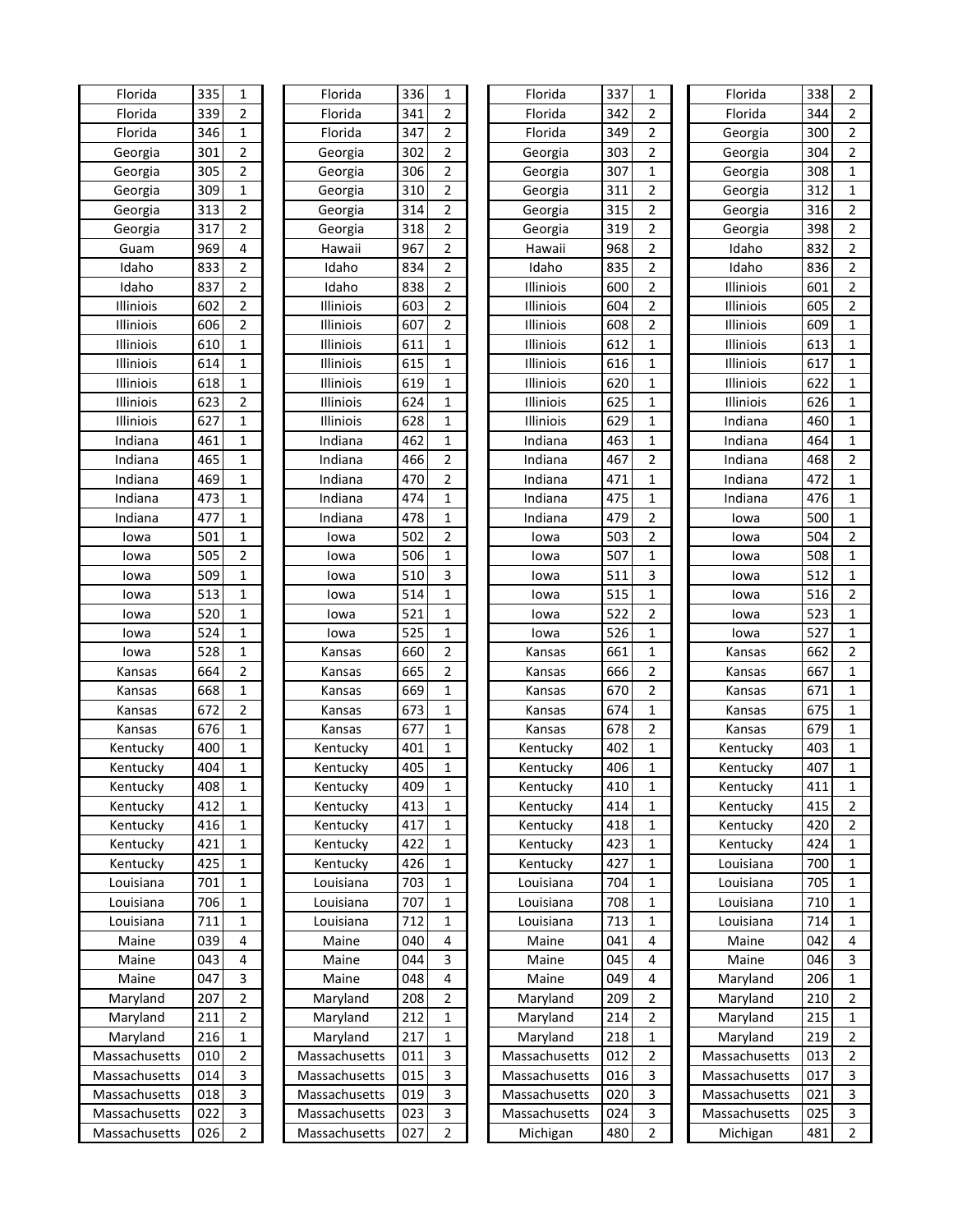| Florida | 335 | 1 | Florida | 336 | 1 | Florida | 337 | 1 | Florida | 338 | 2 |
|---|---|---|---|---|---|---|---|---|---|---|---|
| Florida | 339 | 2 | Florida | 341 | 2 | Florida | 342 | 2 | Florida | 344 | 2 |
| Florida | 346 | 1 | Florida | 347 | 2 | Florida | 349 | 2 | Georgia | 300 | 2 |
| Georgia | 301 | 2 | Georgia | 302 | 2 | Georgia | 303 | 2 | Georgia | 304 | 2 |
| Georgia | 305 | 2 | Georgia | 306 | 2 | Georgia | 307 | 1 | Georgia | 308 | 1 |
| Georgia | 309 | 1 | Georgia | 310 | 2 | Georgia | 311 | 2 | Georgia | 312 | 1 |
| Georgia | 313 | 2 | Georgia | 314 | 2 | Georgia | 315 | 2 | Georgia | 316 | 2 |
| Georgia | 317 | 2 | Georgia | 318 | 2 | Georgia | 319 | 2 | Georgia | 398 | 2 |
| Guam | 969 | 4 | Hawaii | 967 | 2 | Hawaii | 968 | 2 | Idaho | 832 | 2 |
| Idaho | 833 | 2 | Idaho | 834 | 2 | Idaho | 835 | 2 | Idaho | 836 | 2 |
| Idaho | 837 | 2 | Idaho | 838 | 2 | Illiniois | 600 | 2 | Illiniois | 601 | 2 |
| Illiniois | 602 | 2 | Illiniois | 603 | 2 | Illiniois | 604 | 2 | Illiniois | 605 | 2 |
| Illiniois | 606 | 2 | Illiniois | 607 | 2 | Illiniois | 608 | 2 | Illiniois | 609 | 1 |
| Illiniois | 610 | 1 | Illiniois | 611 | 1 | Illiniois | 612 | 1 | Illiniois | 613 | 1 |
| Illiniois | 614 | 1 | Illiniois | 615 | 1 | Illiniois | 616 | 1 | Illiniois | 617 | 1 |
| Illiniois | 618 | 1 | Illiniois | 619 | 1 | Illiniois | 620 | 1 | Illiniois | 622 | 1 |
| Illiniois | 623 | 2 | Illiniois | 624 | 1 | Illiniois | 625 | 1 | Illiniois | 626 | 1 |
| Illiniois | 627 | 1 | Illiniois | 628 | 1 | Illiniois | 629 | 1 | Indiana | 460 | 1 |
| Indiana | 461 | 1 | Indiana | 462 | 1 | Indiana | 463 | 1 | Indiana | 464 | 1 |
| Indiana | 465 | 1 | Indiana | 466 | 2 | Indiana | 467 | 2 | Indiana | 468 | 2 |
| Indiana | 469 | 1 | Indiana | 470 | 2 | Indiana | 471 | 1 | Indiana | 472 | 1 |
| Indiana | 473 | 1 | Indiana | 474 | 1 | Indiana | 475 | 1 | Indiana | 476 | 1 |
| Indiana | 477 | 1 | Indiana | 478 | 1 | Indiana | 479 | 2 | Iowa | 500 | 1 |
| Iowa | 501 | 1 | Iowa | 502 | 2 | Iowa | 503 | 2 | Iowa | 504 | 2 |
| Iowa | 505 | 2 | Iowa | 506 | 1 | Iowa | 507 | 1 | Iowa | 508 | 1 |
| Iowa | 509 | 1 | Iowa | 510 | 3 | Iowa | 511 | 3 | Iowa | 512 | 1 |
| Iowa | 513 | 1 | Iowa | 514 | 1 | Iowa | 515 | 1 | Iowa | 516 | 2 |
| Iowa | 520 | 1 | Iowa | 521 | 1 | Iowa | 522 | 2 | Iowa | 523 | 1 |
| Iowa | 524 | 1 | Iowa | 525 | 1 | Iowa | 526 | 1 | Iowa | 527 | 1 |
| Iowa | 528 | 1 | Kansas | 660 | 2 | Kansas | 661 | 1 | Kansas | 662 | 2 |
| Kansas | 664 | 2 | Kansas | 665 | 2 | Kansas | 666 | 2 | Kansas | 667 | 1 |
| Kansas | 668 | 1 | Kansas | 669 | 1 | Kansas | 670 | 2 | Kansas | 671 | 1 |
| Kansas | 672 | 2 | Kansas | 673 | 1 | Kansas | 674 | 1 | Kansas | 675 | 1 |
| Kansas | 676 | 1 | Kansas | 677 | 1 | Kansas | 678 | 2 | Kansas | 679 | 1 |
| Kentucky | 400 | 1 | Kentucky | 401 | 1 | Kentucky | 402 | 1 | Kentucky | 403 | 1 |
| Kentucky | 404 | 1 | Kentucky | 405 | 1 | Kentucky | 406 | 1 | Kentucky | 407 | 1 |
| Kentucky | 408 | 1 | Kentucky | 409 | 1 | Kentucky | 410 | 1 | Kentucky | 411 | 1 |
| Kentucky | 412 | 1 | Kentucky | 413 | 1 | Kentucky | 414 | 1 | Kentucky | 415 | 2 |
| Kentucky | 416 | 1 | Kentucky | 417 | 1 | Kentucky | 418 | 1 | Kentucky | 420 | 2 |
| Kentucky | 421 | 1 | Kentucky | 422 | 1 | Kentucky | 423 | 1 | Kentucky | 424 | 1 |
| Kentucky | 425 | 1 | Kentucky | 426 | 1 | Kentucky | 427 | 1 | Louisiana | 700 | 1 |
| Louisiana | 701 | 1 | Louisiana | 703 | 1 | Louisiana | 704 | 1 | Louisiana | 705 | 1 |
| Louisiana | 706 | 1 | Louisiana | 707 | 1 | Louisiana | 708 | 1 | Louisiana | 710 | 1 |
| Louisiana | 711 | 1 | Louisiana | 712 | 1 | Louisiana | 713 | 1 | Louisiana | 714 | 1 |
| Maine | 039 | 4 | Maine | 040 | 4 | Maine | 041 | 4 | Maine | 042 | 4 |
| Maine | 043 | 4 | Maine | 044 | 3 | Maine | 045 | 4 | Maine | 046 | 3 |
| Maine | 047 | 3 | Maine | 048 | 4 | Maine | 049 | 4 | Maryland | 206 | 1 |
| Maryland | 207 | 2 | Maryland | 208 | 2 | Maryland | 209 | 2 | Maryland | 210 | 2 |
| Maryland | 211 | 2 | Maryland | 212 | 1 | Maryland | 214 | 2 | Maryland | 215 | 1 |
| Maryland | 216 | 1 | Maryland | 217 | 1 | Maryland | 218 | 1 | Maryland | 219 | 2 |
| Massachusetts | 010 | 2 | Massachusetts | 011 | 3 | Massachusetts | 012 | 2 | Massachusetts | 013 | 2 |
| Massachusetts | 014 | 3 | Massachusetts | 015 | 3 | Massachusetts | 016 | 3 | Massachusetts | 017 | 3 |
| Massachusetts | 018 | 3 | Massachusetts | 019 | 3 | Massachusetts | 020 | 3 | Massachusetts | 021 | 3 |
| Massachusetts | 022 | 3 | Massachusetts | 023 | 3 | Massachusetts | 024 | 3 | Massachusetts | 025 | 3 |
| Massachusetts | 026 | 2 | Massachusetts | 027 | 2 | Michigan | 480 | 2 | Michigan | 481 | 2 |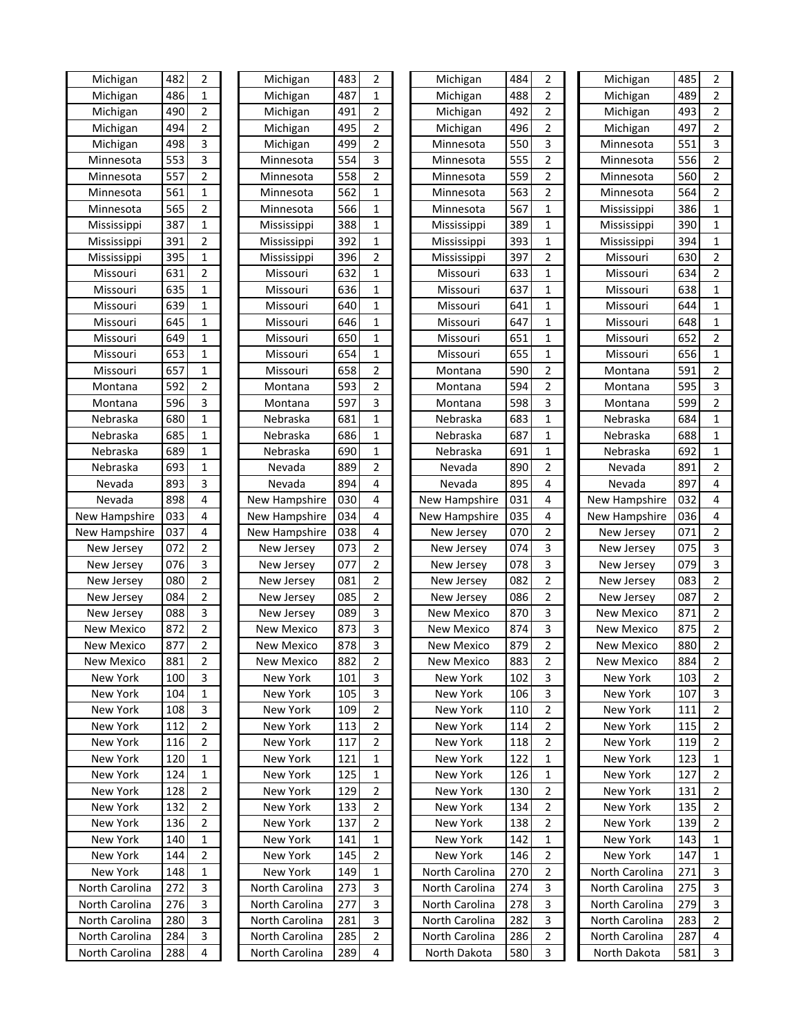| | | | | | | | | | | | |
|---|---|---|---|---|---|---|---|---|---|---|---|
| Michigan | 482 | 2 | Michigan | 483 | 2 | Michigan | 484 | 2 | Michigan | 485 | 2 |
| Michigan | 486 | 1 | Michigan | 487 | 1 | Michigan | 488 | 2 | Michigan | 489 | 2 |
| Michigan | 490 | 2 | Michigan | 491 | 2 | Michigan | 492 | 2 | Michigan | 493 | 2 |
| Michigan | 494 | 2 | Michigan | 495 | 2 | Michigan | 496 | 2 | Michigan | 497 | 2 |
| Michigan | 498 | 3 | Michigan | 499 | 2 | Minnesota | 550 | 3 | Minnesota | 551 | 3 |
| Minnesota | 553 | 3 | Minnesota | 554 | 3 | Minnesota | 555 | 2 | Minnesota | 556 | 2 |
| Minnesota | 557 | 2 | Minnesota | 558 | 2 | Minnesota | 559 | 2 | Minnesota | 560 | 2 |
| Minnesota | 561 | 1 | Minnesota | 562 | 1 | Minnesota | 563 | 2 | Minnesota | 564 | 2 |
| Minnesota | 565 | 2 | Minnesota | 566 | 1 | Minnesota | 567 | 1 | Mississippi | 386 | 1 |
| Mississippi | 387 | 1 | Mississippi | 388 | 1 | Mississippi | 389 | 1 | Mississippi | 390 | 1 |
| Mississippi | 391 | 2 | Mississippi | 392 | 1 | Mississippi | 393 | 1 | Mississippi | 394 | 1 |
| Mississippi | 395 | 1 | Mississippi | 396 | 2 | Mississippi | 397 | 2 | Missouri | 630 | 2 |
| Missouri | 631 | 2 | Missouri | 632 | 1 | Missouri | 633 | 1 | Missouri | 634 | 2 |
| Missouri | 635 | 1 | Missouri | 636 | 1 | Missouri | 637 | 1 | Missouri | 638 | 1 |
| Missouri | 639 | 1 | Missouri | 640 | 1 | Missouri | 641 | 1 | Missouri | 644 | 1 |
| Missouri | 645 | 1 | Missouri | 646 | 1 | Missouri | 647 | 1 | Missouri | 648 | 1 |
| Missouri | 649 | 1 | Missouri | 650 | 1 | Missouri | 651 | 1 | Missouri | 652 | 2 |
| Missouri | 653 | 1 | Missouri | 654 | 1 | Missouri | 655 | 1 | Missouri | 656 | 1 |
| Missouri | 657 | 1 | Missouri | 658 | 2 | Montana | 590 | 2 | Montana | 591 | 2 |
| Montana | 592 | 2 | Montana | 593 | 2 | Montana | 594 | 2 | Montana | 595 | 3 |
| Montana | 596 | 3 | Montana | 597 | 3 | Montana | 598 | 3 | Montana | 599 | 2 |
| Nebraska | 680 | 1 | Nebraska | 681 | 1 | Nebraska | 683 | 1 | Nebraska | 684 | 1 |
| Nebraska | 685 | 1 | Nebraska | 686 | 1 | Nebraska | 687 | 1 | Nebraska | 688 | 1 |
| Nebraska | 689 | 1 | Nebraska | 690 | 1 | Nebraska | 691 | 1 | Nebraska | 692 | 1 |
| Nebraska | 693 | 1 | Nevada | 889 | 2 | Nevada | 890 | 2 | Nevada | 891 | 2 |
| Nevada | 893 | 3 | Nevada | 894 | 4 | Nevada | 895 | 4 | Nevada | 897 | 4 |
| Nevada | 898 | 4 | New Hampshire | 030 | 4 | New Hampshire | 031 | 4 | New Hampshire | 032 | 4 |
| New Hampshire | 033 | 4 | New Hampshire | 034 | 4 | New Hampshire | 035 | 4 | New Hampshire | 036 | 4 |
| New Hampshire | 037 | 4 | New Hampshire | 038 | 4 | New Jersey | 070 | 2 | New Jersey | 071 | 2 |
| New Jersey | 072 | 2 | New Jersey | 073 | 2 | New Jersey | 074 | 3 | New Jersey | 075 | 3 |
| New Jersey | 076 | 3 | New Jersey | 077 | 2 | New Jersey | 078 | 3 | New Jersey | 079 | 3 |
| New Jersey | 080 | 2 | New Jersey | 081 | 2 | New Jersey | 082 | 2 | New Jersey | 083 | 2 |
| New Jersey | 084 | 2 | New Jersey | 085 | 2 | New Jersey | 086 | 2 | New Jersey | 087 | 2 |
| New Jersey | 088 | 3 | New Jersey | 089 | 3 | New Mexico | 870 | 3 | New Mexico | 871 | 2 |
| New Mexico | 872 | 2 | New Mexico | 873 | 3 | New Mexico | 874 | 3 | New Mexico | 875 | 2 |
| New Mexico | 877 | 2 | New Mexico | 878 | 3 | New Mexico | 879 | 2 | New Mexico | 880 | 2 |
| New Mexico | 881 | 2 | New Mexico | 882 | 2 | New Mexico | 883 | 2 | New Mexico | 884 | 2 |
| New York | 100 | 3 | New York | 101 | 3 | New York | 102 | 3 | New York | 103 | 2 |
| New York | 104 | 1 | New York | 105 | 3 | New York | 106 | 3 | New York | 107 | 3 |
| New York | 108 | 3 | New York | 109 | 2 | New York | 110 | 2 | New York | 111 | 2 |
| New York | 112 | 2 | New York | 113 | 2 | New York | 114 | 2 | New York | 115 | 2 |
| New York | 116 | 2 | New York | 117 | 2 | New York | 118 | 2 | New York | 119 | 2 |
| New York | 120 | 1 | New York | 121 | 1 | New York | 122 | 1 | New York | 123 | 1 |
| New York | 124 | 1 | New York | 125 | 1 | New York | 126 | 1 | New York | 127 | 2 |
| New York | 128 | 2 | New York | 129 | 2 | New York | 130 | 2 | New York | 131 | 2 |
| New York | 132 | 2 | New York | 133 | 2 | New York | 134 | 2 | New York | 135 | 2 |
| New York | 136 | 2 | New York | 137 | 2 | New York | 138 | 2 | New York | 139 | 2 |
| New York | 140 | 1 | New York | 141 | 1 | New York | 142 | 1 | New York | 143 | 1 |
| New York | 144 | 2 | New York | 145 | 2 | New York | 146 | 2 | New York | 147 | 1 |
| New York | 148 | 1 | New York | 149 | 1 | North Carolina | 270 | 2 | North Carolina | 271 | 3 |
| North Carolina | 272 | 3 | North Carolina | 273 | 3 | North Carolina | 274 | 3 | North Carolina | 275 | 3 |
| North Carolina | 276 | 3 | North Carolina | 277 | 3 | North Carolina | 278 | 3 | North Carolina | 279 | 3 |
| North Carolina | 280 | 3 | North Carolina | 281 | 3 | North Carolina | 282 | 3 | North Carolina | 283 | 2 |
| North Carolina | 284 | 3 | North Carolina | 285 | 2 | North Carolina | 286 | 2 | North Carolina | 287 | 4 |
| North Carolina | 288 | 4 | North Carolina | 289 | 4 | North Dakota | 580 | 3 | North Dakota | 581 | 3 |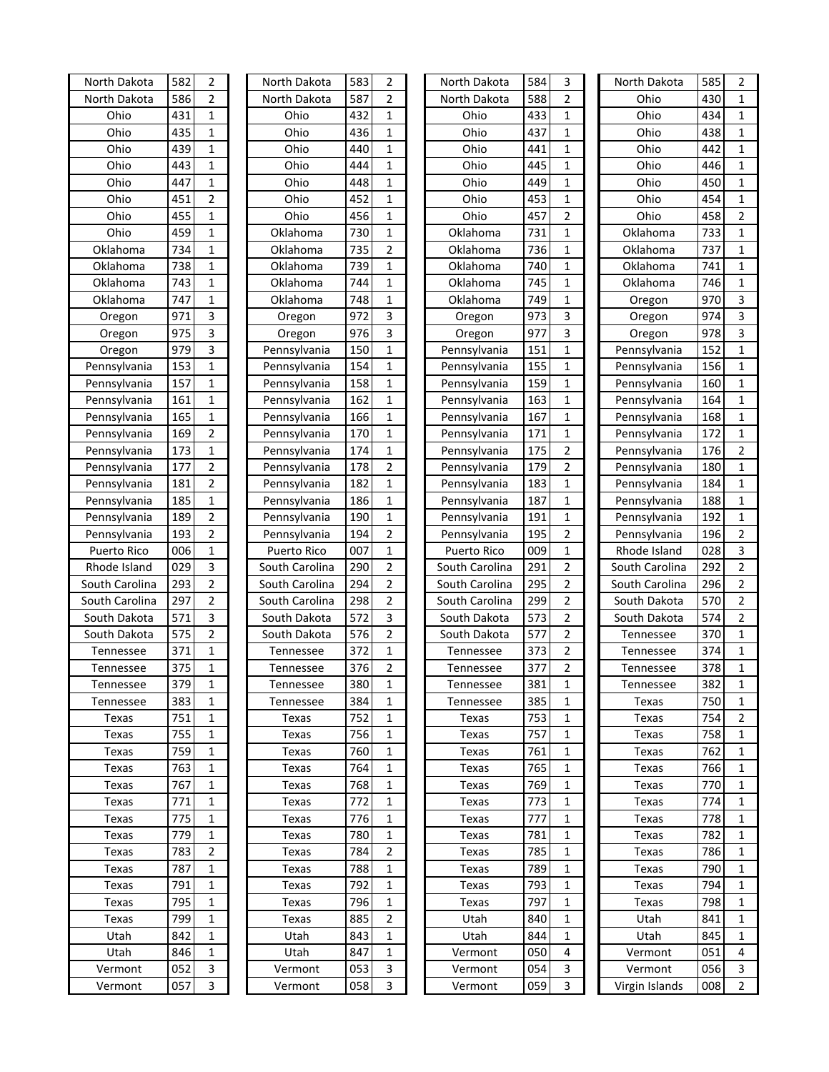| | | | | | | | | | | | |
|---|---|---|---|---|---|---|---|---|---|---|---|
| North Dakota | 582 | 2 | North Dakota | 583 | 2 | North Dakota | 584 | 3 | North Dakota | 585 | 2 |
| North Dakota | 586 | 2 | North Dakota | 587 | 2 | North Dakota | 588 | 2 | Ohio | 430 | 1 |
| Ohio | 431 | 1 | Ohio | 432 | 1 | Ohio | 433 | 1 | Ohio | 434 | 1 |
| Ohio | 435 | 1 | Ohio | 436 | 1 | Ohio | 437 | 1 | Ohio | 438 | 1 |
| Ohio | 439 | 1 | Ohio | 440 | 1 | Ohio | 441 | 1 | Ohio | 442 | 1 |
| Ohio | 443 | 1 | Ohio | 444 | 1 | Ohio | 445 | 1 | Ohio | 446 | 1 |
| Ohio | 447 | 1 | Ohio | 448 | 1 | Ohio | 449 | 1 | Ohio | 450 | 1 |
| Ohio | 451 | 2 | Ohio | 452 | 1 | Ohio | 453 | 1 | Ohio | 454 | 1 |
| Ohio | 455 | 1 | Ohio | 456 | 1 | Ohio | 457 | 2 | Ohio | 458 | 2 |
| Ohio | 459 | 1 | Oklahoma | 730 | 1 | Oklahoma | 731 | 1 | Oklahoma | 733 | 1 |
| Oklahoma | 734 | 1 | Oklahoma | 735 | 2 | Oklahoma | 736 | 1 | Oklahoma | 737 | 1 |
| Oklahoma | 738 | 1 | Oklahoma | 739 | 1 | Oklahoma | 740 | 1 | Oklahoma | 741 | 1 |
| Oklahoma | 743 | 1 | Oklahoma | 744 | 1 | Oklahoma | 745 | 1 | Oklahoma | 746 | 1 |
| Oklahoma | 747 | 1 | Oklahoma | 748 | 1 | Oklahoma | 749 | 1 | Oregon | 970 | 3 |
| Oregon | 971 | 3 | Oregon | 972 | 3 | Oregon | 973 | 3 | Oregon | 974 | 3 |
| Oregon | 975 | 3 | Oregon | 976 | 3 | Oregon | 977 | 3 | Oregon | 978 | 3 |
| Oregon | 979 | 3 | Pennsylvania | 150 | 1 | Pennsylvania | 151 | 1 | Pennsylvania | 152 | 1 |
| Pennsylvania | 153 | 1 | Pennsylvania | 154 | 1 | Pennsylvania | 155 | 1 | Pennsylvania | 156 | 1 |
| Pennsylvania | 157 | 1 | Pennsylvania | 158 | 1 | Pennsylvania | 159 | 1 | Pennsylvania | 160 | 1 |
| Pennsylvania | 161 | 1 | Pennsylvania | 162 | 1 | Pennsylvania | 163 | 1 | Pennsylvania | 164 | 1 |
| Pennsylvania | 165 | 1 | Pennsylvania | 166 | 1 | Pennsylvania | 167 | 1 | Pennsylvania | 168 | 1 |
| Pennsylvania | 169 | 2 | Pennsylvania | 170 | 1 | Pennsylvania | 171 | 1 | Pennsylvania | 172 | 1 |
| Pennsylvania | 173 | 1 | Pennsylvania | 174 | 1 | Pennsylvania | 175 | 2 | Pennsylvania | 176 | 2 |
| Pennsylvania | 177 | 2 | Pennsylvania | 178 | 2 | Pennsylvania | 179 | 2 | Pennsylvania | 180 | 1 |
| Pennsylvania | 181 | 2 | Pennsylvania | 182 | 1 | Pennsylvania | 183 | 1 | Pennsylvania | 184 | 1 |
| Pennsylvania | 185 | 1 | Pennsylvania | 186 | 1 | Pennsylvania | 187 | 1 | Pennsylvania | 188 | 1 |
| Pennsylvania | 189 | 2 | Pennsylvania | 190 | 1 | Pennsylvania | 191 | 1 | Pennsylvania | 192 | 1 |
| Pennsylvania | 193 | 2 | Pennsylvania | 194 | 2 | Pennsylvania | 195 | 2 | Pennsylvania | 196 | 2 |
| Puerto Rico | 006 | 1 | Puerto Rico | 007 | 1 | Puerto Rico | 009 | 1 | Rhode Island | 028 | 3 |
| Rhode Island | 029 | 3 | South Carolina | 290 | 2 | South Carolina | 291 | 2 | South Carolina | 292 | 2 |
| South Carolina | 293 | 2 | South Carolina | 294 | 2 | South Carolina | 295 | 2 | South Carolina | 296 | 2 |
| South Carolina | 297 | 2 | South Carolina | 298 | 2 | South Carolina | 299 | 2 | South Dakota | 570 | 2 |
| South Dakota | 571 | 3 | South Dakota | 572 | 3 | South Dakota | 573 | 2 | South Dakota | 574 | 2 |
| South Dakota | 575 | 2 | South Dakota | 576 | 2 | South Dakota | 577 | 2 | Tennessee | 370 | 1 |
| Tennessee | 371 | 1 | Tennessee | 372 | 1 | Tennessee | 373 | 2 | Tennessee | 374 | 1 |
| Tennessee | 375 | 1 | Tennessee | 376 | 2 | Tennessee | 377 | 2 | Tennessee | 378 | 1 |
| Tennessee | 379 | 1 | Tennessee | 380 | 1 | Tennessee | 381 | 1 | Tennessee | 382 | 1 |
| Tennessee | 383 | 1 | Tennessee | 384 | 1 | Tennessee | 385 | 1 | Texas | 750 | 1 |
| Texas | 751 | 1 | Texas | 752 | 1 | Texas | 753 | 1 | Texas | 754 | 2 |
| Texas | 755 | 1 | Texas | 756 | 1 | Texas | 757 | 1 | Texas | 758 | 1 |
| Texas | 759 | 1 | Texas | 760 | 1 | Texas | 761 | 1 | Texas | 762 | 1 |
| Texas | 763 | 1 | Texas | 764 | 1 | Texas | 765 | 1 | Texas | 766 | 1 |
| Texas | 767 | 1 | Texas | 768 | 1 | Texas | 769 | 1 | Texas | 770 | 1 |
| Texas | 771 | 1 | Texas | 772 | 1 | Texas | 773 | 1 | Texas | 774 | 1 |
| Texas | 775 | 1 | Texas | 776 | 1 | Texas | 777 | 1 | Texas | 778 | 1 |
| Texas | 779 | 1 | Texas | 780 | 1 | Texas | 781 | 1 | Texas | 782 | 1 |
| Texas | 783 | 2 | Texas | 784 | 2 | Texas | 785 | 1 | Texas | 786 | 1 |
| Texas | 787 | 1 | Texas | 788 | 1 | Texas | 789 | 1 | Texas | 790 | 1 |
| Texas | 791 | 1 | Texas | 792 | 1 | Texas | 793 | 1 | Texas | 794 | 1 |
| Texas | 795 | 1 | Texas | 796 | 1 | Texas | 797 | 1 | Texas | 798 | 1 |
| Texas | 799 | 1 | Texas | 885 | 2 | Utah | 840 | 1 | Utah | 841 | 1 |
| Utah | 842 | 1 | Utah | 843 | 1 | Utah | 844 | 1 | Utah | 845 | 1 |
| Utah | 846 | 1 | Utah | 847 | 1 | Vermont | 050 | 4 | Vermont | 051 | 4 |
| Vermont | 052 | 3 | Vermont | 053 | 3 | Vermont | 054 | 3 | Vermont | 056 | 3 |
| Vermont | 057 | 3 | Vermont | 058 | 3 | Vermont | 059 | 3 | Virgin Islands | 008 | 2 |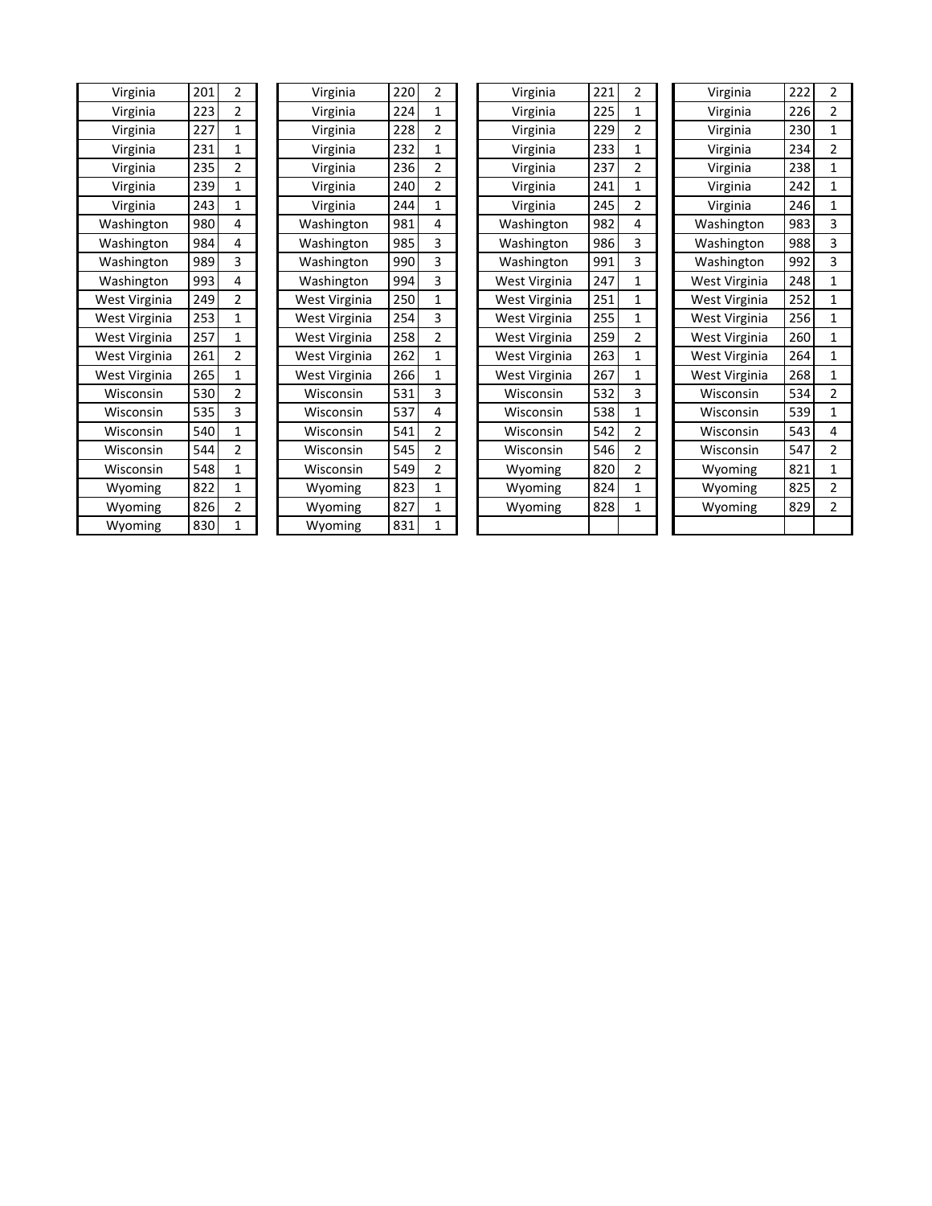| Virginia | 201 | 2 | | Virginia | 220 | 2 | | Virginia | 221 | 2 | | Virginia | 222 | 2 |
|---|---|---|---|---|---|---|---|---|---|---|---|---|---|---|
| Virginia | 223 | 2 | | Virginia | 224 | 1 | | Virginia | 225 | 1 | | Virginia | 226 | 2 |
| Virginia | 227 | 1 | | Virginia | 228 | 2 | | Virginia | 229 | 2 | | Virginia | 230 | 1 |
| Virginia | 231 | 1 | | Virginia | 232 | 1 | | Virginia | 233 | 1 | | Virginia | 234 | 2 |
| Virginia | 235 | 2 | | Virginia | 236 | 2 | | Virginia | 237 | 2 | | Virginia | 238 | 1 |
| Virginia | 239 | 1 | | Virginia | 240 | 2 | | Virginia | 241 | 1 | | Virginia | 242 | 1 |
| Virginia | 243 | 1 | | Virginia | 244 | 1 | | Virginia | 245 | 2 | | Virginia | 246 | 1 |
| Washington | 980 | 4 | | Washington | 981 | 4 | | Washington | 982 | 4 | | Washington | 983 | 3 |
| Washington | 984 | 4 | | Washington | 985 | 3 | | Washington | 986 | 3 | | Washington | 988 | 3 |
| Washington | 989 | 3 | | Washington | 990 | 3 | | Washington | 991 | 3 | | Washington | 992 | 3 |
| Washington | 993 | 4 | | Washington | 994 | 3 | | West Virginia | 247 | 1 | | West Virginia | 248 | 1 |
| West Virginia | 249 | 2 | | West Virginia | 250 | 1 | | West Virginia | 251 | 1 | | West Virginia | 252 | 1 |
| West Virginia | 253 | 1 | | West Virginia | 254 | 3 | | West Virginia | 255 | 1 | | West Virginia | 256 | 1 |
| West Virginia | 257 | 1 | | West Virginia | 258 | 2 | | West Virginia | 259 | 2 | | West Virginia | 260 | 1 |
| West Virginia | 261 | 2 | | West Virginia | 262 | 1 | | West Virginia | 263 | 1 | | West Virginia | 264 | 1 |
| West Virginia | 265 | 1 | | West Virginia | 266 | 1 | | West Virginia | 267 | 1 | | West Virginia | 268 | 1 |
| Wisconsin | 530 | 2 | | Wisconsin | 531 | 3 | | Wisconsin | 532 | 3 | | Wisconsin | 534 | 2 |
| Wisconsin | 535 | 3 | | Wisconsin | 537 | 4 | | Wisconsin | 538 | 1 | | Wisconsin | 539 | 1 |
| Wisconsin | 540 | 1 | | Wisconsin | 541 | 2 | | Wisconsin | 542 | 2 | | Wisconsin | 543 | 4 |
| Wisconsin | 544 | 2 | | Wisconsin | 545 | 2 | | Wisconsin | 546 | 2 | | Wisconsin | 547 | 2 |
| Wisconsin | 548 | 1 | | Wisconsin | 549 | 2 | | Wyoming | 820 | 2 | | Wyoming | 821 | 1 |
| Wyoming | 822 | 1 | | Wyoming | 823 | 1 | | Wyoming | 824 | 1 | | Wyoming | 825 | 2 |
| Wyoming | 826 | 2 | | Wyoming | 827 | 1 | | Wyoming | 828 | 1 | | Wyoming | 829 | 2 |
| Wyoming | 830 | 1 | | Wyoming | 831 | 1 | | | | | | | | |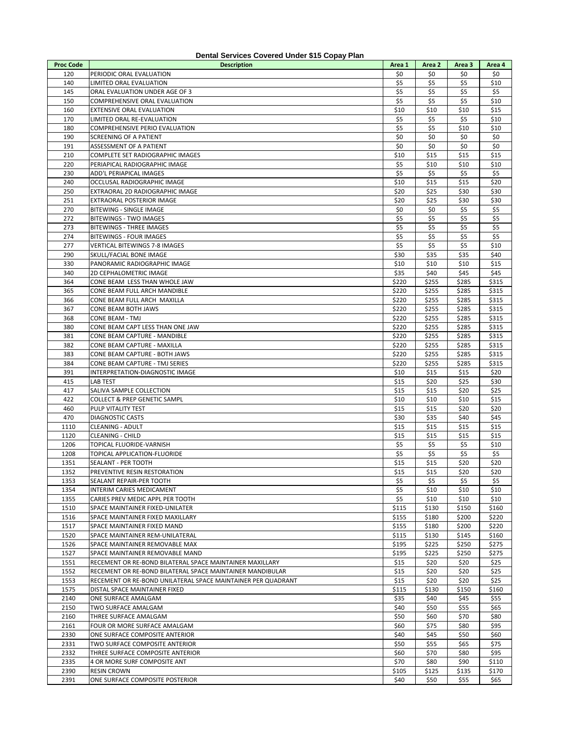# Dental Services Covered Under $15 Copay Plan

| Proc Code | Description | Area 1 | Area 2 | Area 3 | Area 4 |
|---|---|---|---|---|---|
| 120 | PERIODIC ORAL EVALUATION | $0 | $0 | $0 | $0 |
| 140 | LIMITED ORAL EVALUATION | $5 | $5 | $5 | $10 |
| 145 | ORAL EVALUATION UNDER AGE OF 3 | $5 | $5 | $5 | $5 |
| 150 | COMPREHENSIVE ORAL EVALUATION | $5 | $5 | $5 | $10 |
| 160 | EXTENSIVE ORAL EVALUATION | $10 | $10 | $10 | $15 |
| 170 | LIMITED ORAL RE-EVALUATION | $5 | $5 | $5 | $10 |
| 180 | COMPREHENSIVE PERIO EVALUATION | $5 | $5 | $10 | $10 |
| 190 | SCREENING OF A PATIENT | $0 | $0 | $0 | $0 |
| 191 | ASSESSMENT OF A PATIENT | $0 | $0 | $0 | $0 |
| 210 | COMPLETE SET RADIOGRAPHIC IMAGES | $10 | $15 | $15 | $15 |
| 220 | PERIAPICAL RADIOGRAPHIC IMAGE | $5 | $10 | $10 | $10 |
| 230 | ADD'L PERIAPICAL IMAGES | $5 | $5 | $5 | $5 |
| 240 | OCCLUSAL RADIOGRAPHIC IMAGE | $10 | $15 | $15 | $20 |
| 250 | EXTRAORAL 2D RADIOGRAPHIC IMAGE | $20 | $25 | $30 | $30 |
| 251 | EXTRAORAL POSTERIOR IMAGE | $20 | $25 | $30 | $30 |
| 270 | BITEWING - SINGLE IMAGE | $0 | $0 | $5 | $5 |
| 272 | BITEWINGS - TWO IMAGES | $5 | $5 | $5 | $5 |
| 273 | BITEWINGS - THREE IMAGES | $5 | $5 | $5 | $5 |
| 274 | BITEWINGS - FOUR IMAGES | $5 | $5 | $5 | $5 |
| 277 | VERTICAL BITEWINGS 7-8 IMAGES | $5 | $5 | $5 | $10 |
| 290 | SKULL/FACIAL BONE IMAGE | $30 | $35 | $35 | $40 |
| 330 | PANORAMIC RADIOGRAPHIC IMAGE | $10 | $10 | $10 | $15 |
| 340 | 2D CEPHALOMETRIC IMAGE | $35 | $40 | $45 | $45 |
| 364 | CONE BEAM LESS THAN WHOLE JAW | $220 | $255 | $285 | $315 |
| 365 | CONE BEAM FULL ARCH MANDIBLE | $220 | $255 | $285 | $315 |
| 366 | CONE BEAM FULL ARCH MAXILLA | $220 | $255 | $285 | $315 |
| 367 | CONE BEAM BOTH JAWS | $220 | $255 | $285 | $315 |
| 368 | CONE BEAM - TMJ | $220 | $255 | $285 | $315 |
| 380 | CONE BEAM CAPT LESS THAN ONE JAW | $220 | $255 | $285 | $315 |
| 381 | CONE BEAM CAPTURE - MANDIBLE | $220 | $255 | $285 | $315 |
| 382 | CONE BEAM CAPTURE - MAXILLA | $220 | $255 | $285 | $315 |
| 383 | CONE BEAM CAPTURE - BOTH JAWS | $220 | $255 | $285 | $315 |
| 384 | CONE BEAM CAPTURE - TMJ SERIES | $220 | $255 | $285 | $315 |
| 391 | INTERPRETATION-DIAGNOSTIC IMAGE | $10 | $15 | $15 | $20 |
| 415 | LAB TEST | $15 | $20 | $25 | $30 |
| 417 | SALIVA SAMPLE COLLECTION | $15 | $15 | $20 | $25 |
| 422 | COLLECT & PREP GENETIC SAMPL | $10 | $10 | $10 | $15 |
| 460 | PULP VITALITY TEST | $15 | $15 | $20 | $20 |
| 470 | DIAGNOSTIC CASTS | $30 | $35 | $40 | $45 |
| 1110 | CLEANING - ADULT | $15 | $15 | $15 | $15 |
| 1120 | CLEANING - CHILD | $15 | $15 | $15 | $15 |
| 1206 | TOPICAL FLUORIDE-VARNISH | $5 | $5 | $5 | $10 |
| 1208 | TOPICAL APPLICATION-FLUORIDE | $5 | $5 | $5 | $5 |
| 1351 | SEALANT - PER TOOTH | $15 | $15 | $20 | $20 |
| 1352 | PREVENTIVE RESIN RESTORATION | $15 | $15 | $20 | $20 |
| 1353 | SEALANT REPAIR-PER TOOTH | $5 | $5 | $5 | $5 |
| 1354 | INTERIM CARIES MEDICAMENT | $5 | $10 | $10 | $10 |
| 1355 | CARIES PREV MEDIC APPL PER TOOTH | $5 | $10 | $10 | $10 |
| 1510 | SPACE MAINTAINER FIXED-UNILATER | $115 | $130 | $150 | $160 |
| 1516 | SPACE MAINTAINER FIXED MAXILLARY | $155 | $180 | $200 | $220 |
| 1517 | SPACE MAINTAINER FIXED MAND | $155 | $180 | $200 | $220 |
| 1520 | SPACE MAINTAINER REM-UNILATERAL | $115 | $130 | $145 | $160 |
| 1526 | SPACE MAINTAINER REMOVABLE MAX | $195 | $225 | $250 | $275 |
| 1527 | SPACE MAINTAINER REMOVABLE MAND | $195 | $225 | $250 | $275 |
| 1551 | RECEMENT OR RE-BOND BILATERAL SPACE MAINTAINER MAXILLARY | $15 | $20 | $20 | $25 |
| 1552 | RECEMENT OR RE-BOND BILATERAL SPACE MAINTAINER MANDIBULAR | $15 | $20 | $20 | $25 |
| 1553 | RECEMENT OR RE-BOND UNILATERAL SPACE MAINTAINER PER QUADRANT | $15 | $20 | $20 | $25 |
| 1575 | DISTAL SPACE MAINTAINER FIXED | $115 | $130 | $150 | $160 |
| 2140 | ONE SURFACE AMALGAM | $35 | $40 | $45 | $55 |
| 2150 | TWO SURFACE AMALGAM | $40 | $50 | $55 | $65 |
| 2160 | THREE SURFACE AMALGAM | $50 | $60 | $70 | $80 |
| 2161 | FOUR OR MORE SURFACE AMALGAM | $60 | $75 | $80 | $95 |
| 2330 | ONE SURFACE COMPOSITE ANTERIOR | $40 | $45 | $50 | $60 |
| 2331 | TWO SURFACE COMPOSITE ANTERIOR | $50 | $55 | $65 | $75 |
| 2332 | THREE SURFACE COMPOSITE ANTERIOR | $60 | $70 | $80 | $95 |
| 2335 | 4 OR MORE SURF COMPOSITE ANT | $70 | $80 | $90 | $110 |
| 2390 | RESIN CROWN | $105 | $125 | $135 | $170 |
| 2391 | ONE SURFACE COMPOSITE POSTERIOR | $40 | $50 | $55 | $65 |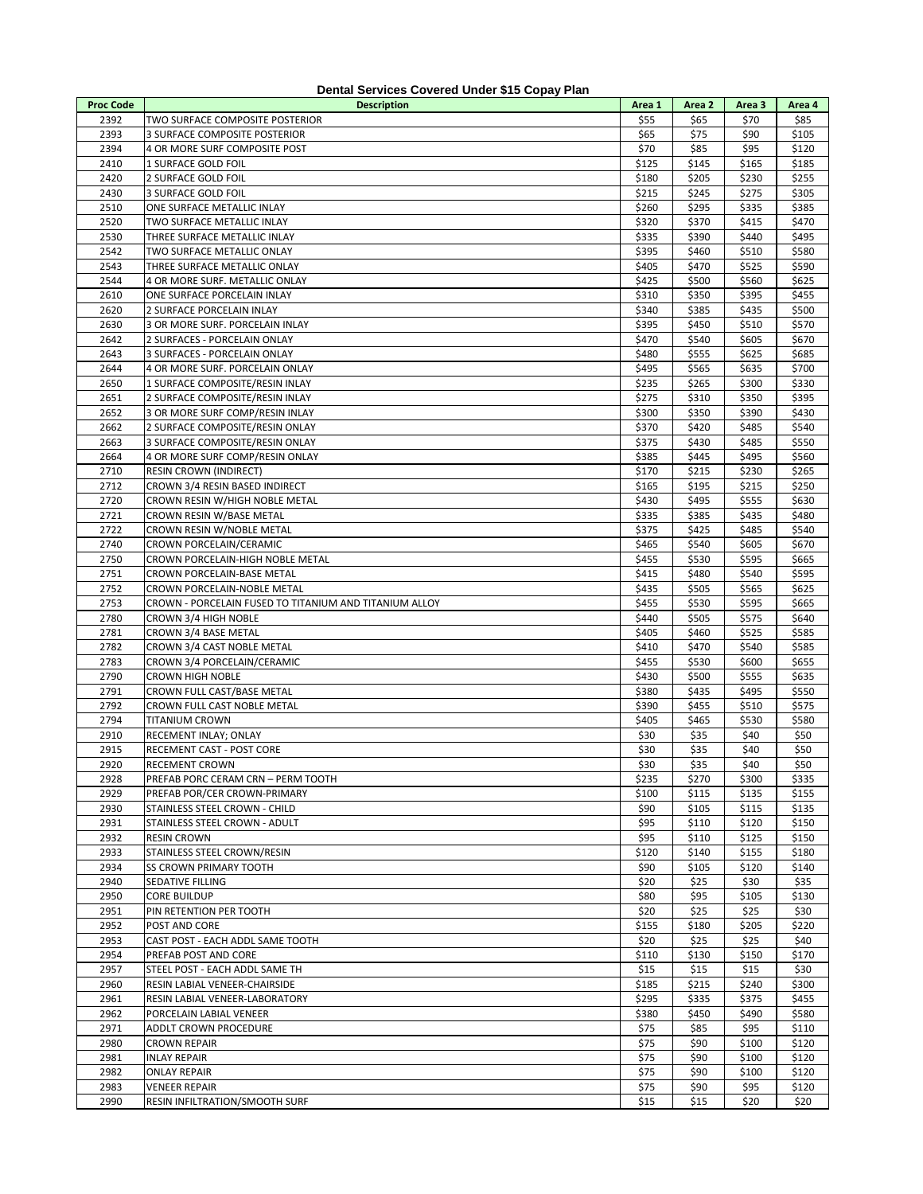# Dental Services Covered Under $15 Copay Plan

| Proc Code | Description | Area 1 | Area 2 | Area 3 | Area 4 |
|---|---|---|---|---|---|
| 2392 | TWO SURFACE COMPOSITE POSTERIOR | $55 | $65 | $70 | $85 |
| 2393 | 3 SURFACE COMPOSITE POSTERIOR | $65 | $75 | $90 | $105 |
| 2394 | 4 OR MORE SURF COMPOSITE POST | $70 | $85 | $95 | $120 |
| 2410 | 1 SURFACE GOLD FOIL | $125 | $145 | $165 | $185 |
| 2420 | 2 SURFACE GOLD FOIL | $180 | $205 | $230 | $255 |
| 2430 | 3 SURFACE GOLD FOIL | $215 | $245 | $275 | $305 |
| 2510 | ONE SURFACE METALLIC INLAY | $260 | $295 | $335 | $385 |
| 2520 | TWO SURFACE METALLIC INLAY | $320 | $370 | $415 | $470 |
| 2530 | THREE SURFACE METALLIC INLAY | $335 | $390 | $440 | $495 |
| 2542 | TWO SURFACE METALLIC ONLAY | $395 | $460 | $510 | $580 |
| 2543 | THREE SURFACE METALLIC ONLAY | $405 | $470 | $525 | $590 |
| 2544 | 4 OR MORE SURF. METALLIC ONLAY | $425 | $500 | $560 | $625 |
| 2610 | ONE SURFACE PORCELAIN INLAY | $310 | $350 | $395 | $455 |
| 2620 | 2 SURFACE PORCELAIN INLAY | $340 | $385 | $435 | $500 |
| 2630 | 3 OR MORE SURF. PORCELAIN INLAY | $395 | $450 | $510 | $570 |
| 2642 | 2 SURFACES - PORCELAIN ONLAY | $470 | $540 | $605 | $670 |
| 2643 | 3 SURFACES - PORCELAIN ONLAY | $480 | $555 | $625 | $685 |
| 2644 | 4 OR MORE SURF. PORCELAIN ONLAY | $495 | $565 | $635 | $700 |
| 2650 | 1 SURFACE COMPOSITE/RESIN INLAY | $235 | $265 | $300 | $330 |
| 2651 | 2 SURFACE COMPOSITE/RESIN INLAY | $275 | $310 | $350 | $395 |
| 2652 | 3 OR MORE SURF COMP/RESIN INLAY | $300 | $350 | $390 | $430 |
| 2662 | 2 SURFACE COMPOSITE/RESIN ONLAY | $370 | $420 | $485 | $540 |
| 2663 | 3 SURFACE COMPOSITE/RESIN ONLAY | $375 | $430 | $485 | $550 |
| 2664 | 4 OR MORE SURF COMP/RESIN ONLAY | $385 | $445 | $495 | $560 |
| 2710 | RESIN CROWN (INDIRECT) | $170 | $215 | $230 | $265 |
| 2712 | CROWN 3/4 RESIN BASED INDIRECT | $165 | $195 | $215 | $250 |
| 2720 | CROWN RESIN W/HIGH NOBLE METAL | $430 | $495 | $555 | $630 |
| 2721 | CROWN RESIN W/BASE METAL | $335 | $385 | $435 | $480 |
| 2722 | CROWN RESIN W/NOBLE METAL | $375 | $425 | $485 | $540 |
| 2740 | CROWN PORCELAIN/CERAMIC | $465 | $540 | $605 | $670 |
| 2750 | CROWN PORCELAIN-HIGH NOBLE METAL | $455 | $530 | $595 | $665 |
| 2751 | CROWN PORCELAIN-BASE METAL | $415 | $480 | $540 | $595 |
| 2752 | CROWN PORCELAIN-NOBLE METAL | $435 | $505 | $565 | $625 |
| 2753 | CROWN - PORCELAIN FUSED TO TITANIUM AND TITANIUM ALLOY | $455 | $530 | $595 | $665 |
| 2780 | CROWN 3/4 HIGH NOBLE | $440 | $505 | $575 | $640 |
| 2781 | CROWN 3/4 BASE METAL | $405 | $460 | $525 | $585 |
| 2782 | CROWN 3/4 CAST NOBLE METAL | $410 | $470 | $540 | $585 |
| 2783 | CROWN 3/4 PORCELAIN/CERAMIC | $455 | $530 | $600 | $655 |
| 2790 | CROWN HIGH NOBLE | $430 | $500 | $555 | $635 |
| 2791 | CROWN FULL CAST/BASE METAL | $380 | $435 | $495 | $550 |
| 2792 | CROWN FULL CAST NOBLE METAL | $390 | $455 | $510 | $575 |
| 2794 | TITANIUM CROWN | $405 | $465 | $530 | $580 |
| 2910 | RECEMENT INLAY; ONLAY | $30 | $35 | $40 | $50 |
| 2915 | RECEMENT CAST - POST CORE | $30 | $35 | $40 | $50 |
| 2920 | RECEMENT CROWN | $30 | $35 | $40 | $50 |
| 2928 | PREFAB PORC CERAM CRN – PERM TOOTH | $235 | $270 | $300 | $335 |
| 2929 | PREFAB POR/CER CROWN-PRIMARY | $100 | $115 | $135 | $155 |
| 2930 | STAINLESS STEEL CROWN - CHILD | $90 | $105 | $115 | $135 |
| 2931 | STAINLESS STEEL CROWN - ADULT | $95 | $110 | $120 | $150 |
| 2932 | RESIN CROWN | $95 | $110 | $125 | $150 |
| 2933 | STAINLESS STEEL CROWN/RESIN | $120 | $140 | $155 | $180 |
| 2934 | SS CROWN PRIMARY TOOTH | $90 | $105 | $120 | $140 |
| 2940 | SEDATIVE FILLING | $20 | $25 | $30 | $35 |
| 2950 | CORE BUILDUP | $80 | $95 | $105 | $130 |
| 2951 | PIN RETENTION PER TOOTH | $20 | $25 | $25 | $30 |
| 2952 | POST AND CORE | $155 | $180 | $205 | $220 |
| 2953 | CAST POST - EACH ADDL SAME TOOTH | $20 | $25 | $25 | $40 |
| 2954 | PREFAB POST AND CORE | $110 | $130 | $150 | $170 |
| 2957 | STEEL POST - EACH ADDL SAME TH | $15 | $15 | $15 | $30 |
| 2960 | RESIN LABIAL VENEER-CHAIRSIDE | $185 | $215 | $240 | $300 |
| 2961 | RESIN LABIAL VENEER-LABORATORY | $295 | $335 | $375 | $455 |
| 2962 | PORCELAIN LABIAL VENEER | $380 | $450 | $490 | $580 |
| 2971 | ADDLT CROWN PROCEDURE | $75 | $85 | $95 | $110 |
| 2980 | CROWN REPAIR | $75 | $90 | $100 | $120 |
| 2981 | INLAY REPAIR | $75 | $90 | $100 | $120 |
| 2982 | ONLAY REPAIR | $75 | $90 | $100 | $120 |
| 2983 | VENEER REPAIR | $75 | $90 | $95 | $120 |
| 2990 | RESIN INFILTRATION/SMOOTH SURF | $15 | $15 | $20 | $20 |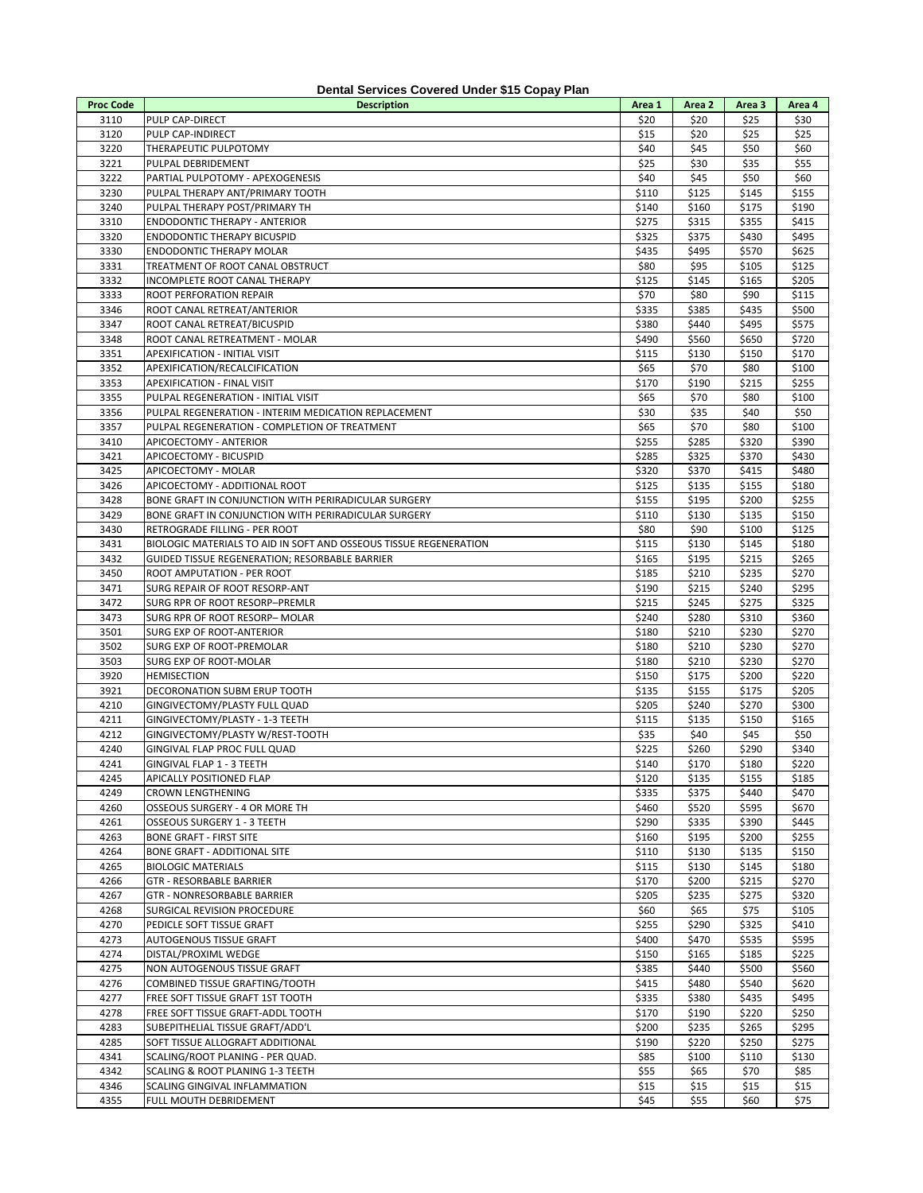## Dental Services Covered Under $15 Copay Plan

| Proc Code | Description | Area 1 | Area 2 | Area 3 | Area 4 |
|---|---|---|---|---|---|
| 3110 | PULP CAP-DIRECT | $20 | $20 | $25 | $30 |
| 3120 | PULP CAP-INDIRECT | $15 | $20 | $25 | $25 |
| 3220 | THERAPEUTIC PULPOTOMY | $40 | $45 | $50 | $60 |
| 3221 | PULPAL DEBRIDEMENT | $25 | $30 | $35 | $55 |
| 3222 | PARTIAL PULPOTOMY - APEXOGENESIS | $40 | $45 | $50 | $60 |
| 3230 | PULPAL THERAPY ANT/PRIMARY TOOTH | $110 | $125 | $145 | $155 |
| 3240 | PULPAL THERAPY POST/PRIMARY TH | $140 | $160 | $175 | $190 |
| 3310 | ENDODONTIC THERAPY - ANTERIOR | $275 | $315 | $355 | $415 |
| 3320 | ENDODONTIC THERAPY BICUSPID | $325 | $375 | $430 | $495 |
| 3330 | ENDODONTIC THERAPY MOLAR | $435 | $495 | $570 | $625 |
| 3331 | TREATMENT OF ROOT CANAL OBSTRUCT | $80 | $95 | $105 | $125 |
| 3332 | INCOMPLETE ROOT CANAL THERAPY | $125 | $145 | $165 | $205 |
| 3333 | ROOT PERFORATION REPAIR | $70 | $80 | $90 | $115 |
| 3346 | ROOT CANAL RETREAT/ANTERIOR | $335 | $385 | $435 | $500 |
| 3347 | ROOT CANAL RETREAT/BICUSPID | $380 | $440 | $495 | $575 |
| 3348 | ROOT CANAL RETREATMENT - MOLAR | $490 | $560 | $650 | $720 |
| 3351 | APEXIFICATION - INITIAL VISIT | $115 | $130 | $150 | $170 |
| 3352 | APEXIFICATION/RECALCIFICATION | $65 | $70 | $80 | $100 |
| 3353 | APEXIFICATION - FINAL VISIT | $170 | $190 | $215 | $255 |
| 3355 | PULPAL REGENERATION - INITIAL VISIT | $65 | $70 | $80 | $100 |
| 3356 | PULPAL REGENERATION - INTERIM MEDICATION REPLACEMENT | $30 | $35 | $40 | $50 |
| 3357 | PULPAL REGENERATION - COMPLETION OF TREATMENT | $65 | $70 | $80 | $100 |
| 3410 | APICOECTOMY - ANTERIOR | $255 | $285 | $320 | $390 |
| 3421 | APICOECTOMY - BICUSPID | $285 | $325 | $370 | $430 |
| 3425 | APICOECTOMY - MOLAR | $320 | $370 | $415 | $480 |
| 3426 | APICOECTOMY - ADDITIONAL ROOT | $125 | $135 | $155 | $180 |
| 3428 | BONE GRAFT IN CONJUNCTION WITH PERIRADICULAR SURGERY | $155 | $195 | $200 | $255 |
| 3429 | BONE GRAFT IN CONJUNCTION WITH PERIRADICULAR SURGERY | $110 | $130 | $135 | $150 |
| 3430 | RETROGRADE FILLING - PER ROOT | $80 | $90 | $100 | $125 |
| 3431 | BIOLOGIC MATERIALS TO AID IN SOFT AND OSSEOUS TISSUE REGENERATION | $115 | $130 | $145 | $180 |
| 3432 | GUIDED TISSUE REGENERATION; RESORBABLE BARRIER | $165 | $195 | $215 | $265 |
| 3450 | ROOT AMPUTATION - PER ROOT | $185 | $210 | $235 | $270 |
| 3471 | SURG REPAIR OF ROOT RESORP-ANT | $190 | $215 | $240 | $295 |
| 3472 | SURG RPR OF ROOT RESORP–PREMLR | $215 | $245 | $275 | $325 |
| 3473 | SURG RPR OF ROOT RESORP– MOLAR | $240 | $280 | $310 | $360 |
| 3501 | SURG EXP OF ROOT-ANTERIOR | $180 | $210 | $230 | $270 |
| 3502 | SURG EXP OF ROOT-PREMOLAR | $180 | $210 | $230 | $270 |
| 3503 | SURG EXP OF ROOT-MOLAR | $180 | $210 | $230 | $270 |
| 3920 | HEMISECTION | $150 | $175 | $200 | $220 |
| 3921 | DECORONATION SUBM ERUP TOOTH | $135 | $155 | $175 | $205 |
| 4210 | GINGIVECTOMY/PLASTY FULL QUAD | $205 | $240 | $270 | $300 |
| 4211 | GINGIVECTOMY/PLASTY - 1-3 TEETH | $115 | $135 | $150 | $165 |
| 4212 | GINGIVECTOMY/PLASTY W/REST-TOOTH | $35 | $40 | $45 | $50 |
| 4240 | GINGIVAL FLAP PROC FULL QUAD | $225 | $260 | $290 | $340 |
| 4241 | GINGIVAL FLAP 1 - 3 TEETH | $140 | $170 | $180 | $220 |
| 4245 | APICALLY POSITIONED FLAP | $120 | $135 | $155 | $185 |
| 4249 | CROWN LENGTHENING | $335 | $375 | $440 | $470 |
| 4260 | OSSEOUS SURGERY - 4 OR MORE TH | $460 | $520 | $595 | $670 |
| 4261 | OSSEOUS SURGERY 1 - 3 TEETH | $290 | $335 | $390 | $445 |
| 4263 | BONE GRAFT - FIRST SITE | $160 | $195 | $200 | $255 |
| 4264 | BONE GRAFT - ADDITIONAL SITE | $110 | $130 | $135 | $150 |
| 4265 | BIOLOGIC MATERIALS | $115 | $130 | $145 | $180 |
| 4266 | GTR - RESORBABLE BARRIER | $170 | $200 | $215 | $270 |
| 4267 | GTR - NONRESORBABLE BARRIER | $205 | $235 | $275 | $320 |
| 4268 | SURGICAL REVISION PROCEDURE | $60 | $65 | $75 | $105 |
| 4270 | PEDICLE SOFT TISSUE GRAFT | $255 | $290 | $325 | $410 |
| 4273 | AUTOGENOUS TISSUE GRAFT | $400 | $470 | $535 | $595 |
| 4274 | DISTAL/PROXIML WEDGE | $150 | $165 | $185 | $225 |
| 4275 | NON AUTOGENOUS TISSUE GRAFT | $385 | $440 | $500 | $560 |
| 4276 | COMBINED TISSUE GRAFTING/TOOTH | $415 | $480 | $540 | $620 |
| 4277 | FREE SOFT TISSUE GRAFT 1ST TOOTH | $335 | $380 | $435 | $495 |
| 4278 | FREE SOFT TISSUE GRAFT-ADDL TOOTH | $170 | $190 | $220 | $250 |
| 4283 | SUBEPITHELIAL TISSUE GRAFT/ADD'L | $200 | $235 | $265 | $295 |
| 4285 | SOFT TISSUE ALLOGRAFT ADDITIONAL | $190 | $220 | $250 | $275 |
| 4341 | SCALING/ROOT PLANING - PER QUAD. | $85 | $100 | $110 | $130 |
| 4342 | SCALING & ROOT PLANING 1-3 TEETH | $55 | $65 | $70 | $85 |
| 4346 | SCALING GINGIVAL INFLAMMATION | $15 | $15 | $15 | $15 |
| 4355 | FULL MOUTH DEBRIDEMENT | $45 | $55 | $60 | $75 |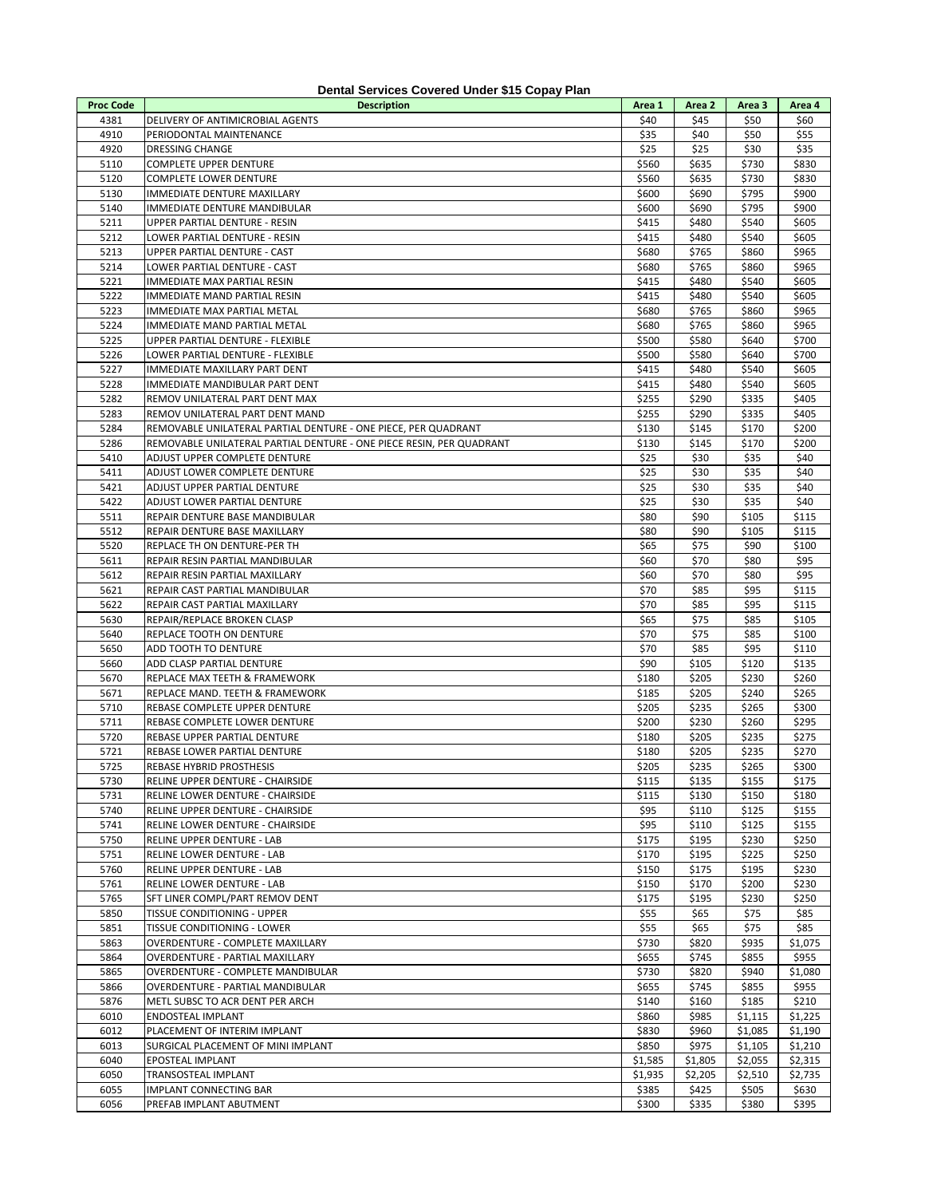**Dental Services Covered Under $15 Copay Plan**

| Proc Code | Description | Area 1 | Area 2 | Area 3 | Area 4 |
|---|---|---|---|---|---|
| 4381 | DELIVERY OF ANTIMICROBIAL AGENTS | $40 | $45 | $50 | $60 |
| 4910 | PERIODONTAL MAINTENANCE | $35 | $40 | $50 | $55 |
| 4920 | DRESSING CHANGE | $25 | $25 | $30 | $35 |
| 5110 | COMPLETE UPPER DENTURE | $560 | $635 | $730 | $830 |
| 5120 | COMPLETE LOWER DENTURE | $560 | $635 | $730 | $830 |
| 5130 | IMMEDIATE DENTURE MAXILLARY | $600 | $690 | $795 | $900 |
| 5140 | IMMEDIATE DENTURE MANDIBULAR | $600 | $690 | $795 | $900 |
| 5211 | UPPER PARTIAL DENTURE - RESIN | $415 | $480 | $540 | $605 |
| 5212 | LOWER PARTIAL DENTURE - RESIN | $415 | $480 | $540 | $605 |
| 5213 | UPPER PARTIAL DENTURE - CAST | $680 | $765 | $860 | $965 |
| 5214 | LOWER PARTIAL DENTURE - CAST | $680 | $765 | $860 | $965 |
| 5221 | IMMEDIATE MAX PARTIAL RESIN | $415 | $480 | $540 | $605 |
| 5222 | IMMEDIATE MAND PARTIAL RESIN | $415 | $480 | $540 | $605 |
| 5223 | IMMEDIATE MAX PARTIAL METAL | $680 | $765 | $860 | $965 |
| 5224 | IMMEDIATE MAND PARTIAL METAL | $680 | $765 | $860 | $965 |
| 5225 | UPPER PARTIAL DENTURE - FLEXIBLE | $500 | $580 | $640 | $700 |
| 5226 | LOWER PARTIAL DENTURE - FLEXIBLE | $500 | $580 | $640 | $700 |
| 5227 | IMMEDIATE MAXILLARY PART DENT | $415 | $480 | $540 | $605 |
| 5228 | IMMEDIATE MANDIBULAR PART DENT | $415 | $480 | $540 | $605 |
| 5282 | REMOV UNILATERAL PART DENT MAX | $255 | $290 | $335 | $405 |
| 5283 | REMOV UNILATERAL PART DENT MAND | $255 | $290 | $335 | $405 |
| 5284 | REMOVABLE UNILATERAL PARTIAL DENTURE - ONE PIECE, PER QUADRANT | $130 | $145 | $170 | $200 |
| 5286 | REMOVABLE UNILATERAL PARTIAL DENTURE - ONE PIECE RESIN, PER QUADRANT | $130 | $145 | $170 | $200 |
| 5410 | ADJUST UPPER COMPLETE DENTURE | $25 | $30 | $35 | $40 |
| 5411 | ADJUST LOWER COMPLETE DENTURE | $25 | $30 | $35 | $40 |
| 5421 | ADJUST UPPER PARTIAL DENTURE | $25 | $30 | $35 | $40 |
| 5422 | ADJUST LOWER PARTIAL DENTURE | $25 | $30 | $35 | $40 |
| 5511 | REPAIR DENTURE BASE MANDIBULAR | $80 | $90 | $105 | $115 |
| 5512 | REPAIR DENTURE BASE MAXILLARY | $80 | $90 | $105 | $115 |
| 5520 | REPLACE TH ON DENTURE-PER TH | $65 | $75 | $90 | $100 |
| 5611 | REPAIR RESIN PARTIAL MANDIBULAR | $60 | $70 | $80 | $95 |
| 5612 | REPAIR RESIN PARTIAL MAXILLARY | $60 | $70 | $80 | $95 |
| 5621 | REPAIR CAST PARTIAL MANDIBULAR | $70 | $85 | $95 | $115 |
| 5622 | REPAIR CAST PARTIAL MAXILLARY | $70 | $85 | $95 | $115 |
| 5630 | REPAIR/REPLACE BROKEN CLASP | $65 | $75 | $85 | $105 |
| 5640 | REPLACE TOOTH ON DENTURE | $70 | $75 | $85 | $100 |
| 5650 | ADD TOOTH TO DENTURE | $70 | $85 | $95 | $110 |
| 5660 | ADD CLASP PARTIAL DENTURE | $90 | $105 | $120 | $135 |
| 5670 | REPLACE MAX TEETH & FRAMEWORK | $180 | $205 | $230 | $260 |
| 5671 | REPLACE MAND. TEETH & FRAMEWORK | $185 | $205 | $240 | $265 |
| 5710 | REBASE COMPLETE UPPER DENTURE | $205 | $235 | $265 | $300 |
| 5711 | REBASE COMPLETE LOWER DENTURE | $200 | $230 | $260 | $295 |
| 5720 | REBASE UPPER PARTIAL DENTURE | $180 | $205 | $235 | $275 |
| 5721 | REBASE LOWER PARTIAL DENTURE | $180 | $205 | $235 | $270 |
| 5725 | REBASE HYBRID PROSTHESIS | $205 | $235 | $265 | $300 |
| 5730 | RELINE UPPER DENTURE - CHAIRSIDE | $115 | $135 | $155 | $175 |
| 5731 | RELINE LOWER DENTURE - CHAIRSIDE | $115 | $130 | $150 | $180 |
| 5740 | RELINE UPPER DENTURE - CHAIRSIDE | $95 | $110 | $125 | $155 |
| 5741 | RELINE LOWER DENTURE - CHAIRSIDE | $95 | $110 | $125 | $155 |
| 5750 | RELINE UPPER DENTURE - LAB | $175 | $195 | $230 | $250 |
| 5751 | RELINE LOWER DENTURE - LAB | $170 | $195 | $225 | $250 |
| 5760 | RELINE UPPER DENTURE - LAB | $150 | $175 | $195 | $230 |
| 5761 | RELINE LOWER DENTURE - LAB | $150 | $170 | $200 | $230 |
| 5765 | SFT LINER COMPL/PART REMOV DENT | $175 | $195 | $230 | $250 |
| 5850 | TISSUE CONDITIONING - UPPER | $55 | $65 | $75 | $85 |
| 5851 | TISSUE CONDITIONING - LOWER | $55 | $65 | $75 | $85 |
| 5863 | OVERDENTURE - COMPLETE MAXILLARY | $730 | $820 | $935 | $1,075 |
| 5864 | OVERDENTURE - PARTIAL MAXILLARY | $655 | $745 | $855 | $955 |
| 5865 | OVERDENTURE - COMPLETE MANDIBULAR | $730 | $820 | $940 | $1,080 |
| 5866 | OVERDENTURE - PARTIAL MANDIBULAR | $655 | $745 | $855 | $955 |
| 5876 | METL SUBSC TO ACR DENT PER ARCH | $140 | $160 | $185 | $210 |
| 6010 | ENDOSTEAL IMPLANT | $860 | $985 | $1,115 | $1,225 |
| 6012 | PLACEMENT OF INTERIM IMPLANT | $830 | $960 | $1,085 | $1,190 |
| 6013 | SURGICAL PLACEMENT OF MINI IMPLANT | $850 | $975 | $1,105 | $1,210 |
| 6040 | EPOSTEAL IMPLANT | $1,585 | $1,805 | $2,055 | $2,315 |
| 6050 | TRANSOSTEAL IMPLANT | $1,935 | $2,205 | $2,510 | $2,735 |
| 6055 | IMPLANT CONNECTING BAR | $385 | $425 | $505 | $630 |
| 6056 | PREFAB IMPLANT ABUTMENT | $300 | $335 | $380 | $395 |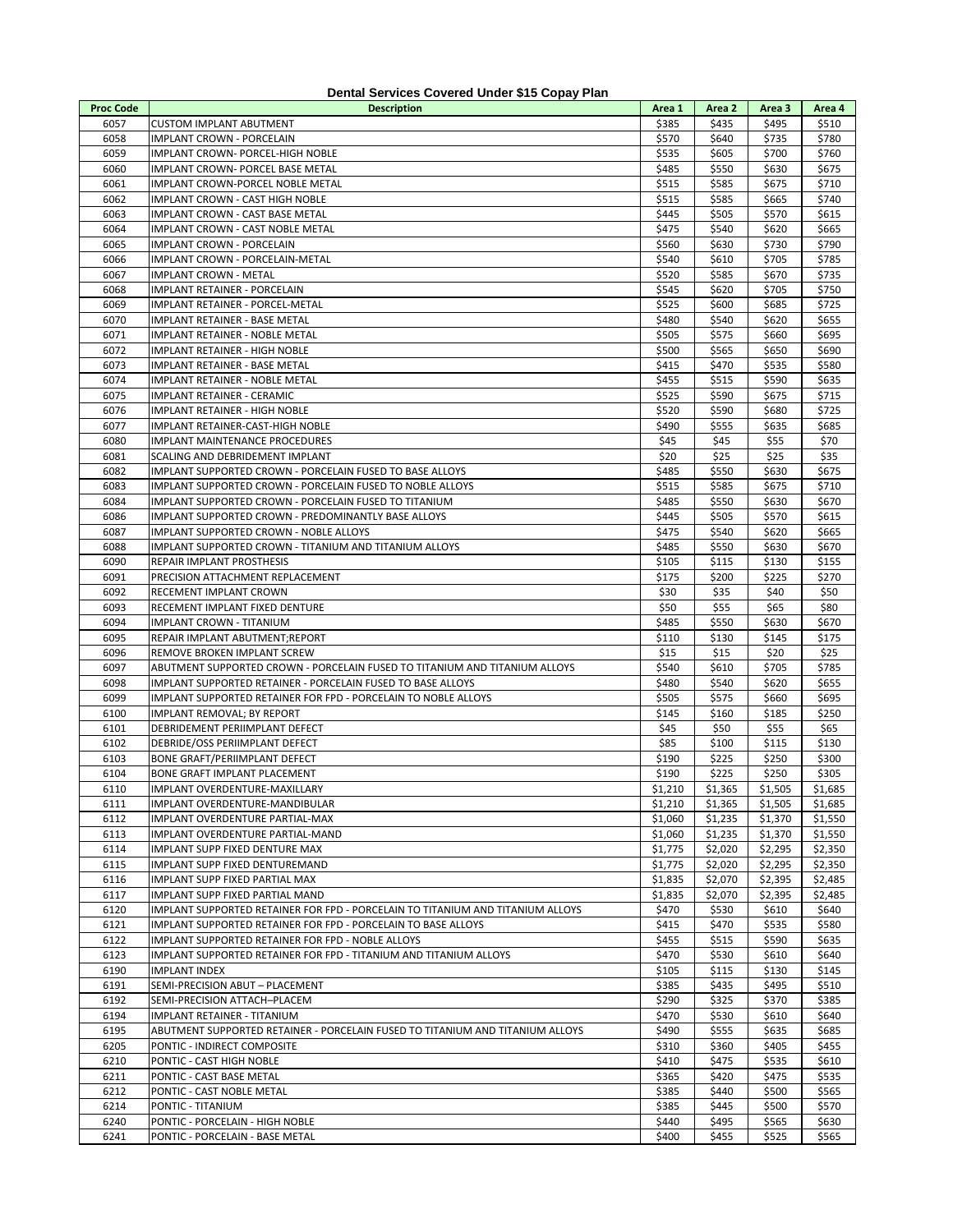**Dental Services Covered Under $15 Copay Plan**

| Proc Code | Description | Area 1 | Area 2 | Area 3 | Area 4 |
|---|---|---|---|---|---|
| 6057 | CUSTOM IMPLANT ABUTMENT | $385 | $435 | $495 | $510 |
| 6058 | IMPLANT CROWN - PORCELAIN | $570 | $640 | $735 | $780 |
| 6059 | IMPLANT CROWN- PORCEL-HIGH NOBLE | $535 | $605 | $700 | $760 |
| 6060 | IMPLANT CROWN- PORCEL BASE METAL | $485 | $550 | $630 | $675 |
| 6061 | IMPLANT CROWN-PORCEL NOBLE METAL | $515 | $585 | $675 | $710 |
| 6062 | IMPLANT CROWN - CAST HIGH NOBLE | $515 | $585 | $665 | $740 |
| 6063 | IMPLANT CROWN - CAST BASE METAL | $445 | $505 | $570 | $615 |
| 6064 | IMPLANT CROWN - CAST NOBLE METAL | $475 | $540 | $620 | $665 |
| 6065 | IMPLANT CROWN - PORCELAIN | $560 | $630 | $730 | $790 |
| 6066 | IMPLANT CROWN - PORCELAIN-METAL | $540 | $610 | $705 | $785 |
| 6067 | IMPLANT CROWN - METAL | $520 | $585 | $670 | $735 |
| 6068 | IMPLANT RETAINER - PORCELAIN | $545 | $620 | $705 | $750 |
| 6069 | IMPLANT RETAINER - PORCEL-METAL | $525 | $600 | $685 | $725 |
| 6070 | IMPLANT RETAINER - BASE METAL | $480 | $540 | $620 | $655 |
| 6071 | IMPLANT RETAINER - NOBLE METAL | $505 | $575 | $660 | $695 |
| 6072 | IMPLANT RETAINER - HIGH NOBLE | $500 | $565 | $650 | $690 |
| 6073 | IMPLANT RETAINER - BASE METAL | $415 | $470 | $535 | $580 |
| 6074 | IMPLANT RETAINER - NOBLE METAL | $455 | $515 | $590 | $635 |
| 6075 | IMPLANT RETAINER - CERAMIC | $525 | $590 | $675 | $715 |
| 6076 | IMPLANT RETAINER - HIGH NOBLE | $520 | $590 | $680 | $725 |
| 6077 | IMPLANT RETAINER-CAST-HIGH NOBLE | $490 | $555 | $635 | $685 |
| 6080 | IMPLANT MAINTENANCE PROCEDURES | $45 | $45 | $55 | $70 |
| 6081 | SCALING AND DEBRIDEMENT IMPLANT | $20 | $25 | $25 | $35 |
| 6082 | IMPLANT SUPPORTED CROWN - PORCELAIN FUSED TO BASE ALLOYS | $485 | $550 | $630 | $675 |
| 6083 | IMPLANT SUPPORTED CROWN - PORCELAIN FUSED TO NOBLE ALLOYS | $515 | $585 | $675 | $710 |
| 6084 | IMPLANT SUPPORTED CROWN - PORCELAIN FUSED TO TITANIUM | $485 | $550 | $630 | $670 |
| 6086 | IMPLANT SUPPORTED CROWN - PREDOMINANTLY BASE ALLOYS | $445 | $505 | $570 | $615 |
| 6087 | IMPLANT SUPPORTED CROWN - NOBLE ALLOYS | $475 | $540 | $620 | $665 |
| 6088 | IMPLANT SUPPORTED CROWN - TITANIUM AND TITANIUM ALLOYS | $485 | $550 | $630 | $670 |
| 6090 | REPAIR IMPLANT PROSTHESIS | $105 | $115 | $130 | $155 |
| 6091 | PRECISION ATTACHMENT REPLACEMENT | $175 | $200 | $225 | $270 |
| 6092 | RECEMENT IMPLANT CROWN | $30 | $35 | $40 | $50 |
| 6093 | RECEMENT IMPLANT FIXED DENTURE | $50 | $55 | $65 | $80 |
| 6094 | IMPLANT CROWN - TITANIUM | $485 | $550 | $630 | $670 |
| 6095 | REPAIR IMPLANT ABUTMENT;REPORT | $110 | $130 | $145 | $175 |
| 6096 | REMOVE BROKEN IMPLANT SCREW | $15 | $15 | $20 | $25 |
| 6097 | ABUTMENT SUPPORTED CROWN - PORCELAIN FUSED TO TITANIUM AND TITANIUM ALLOYS | $540 | $610 | $705 | $785 |
| 6098 | IMPLANT SUPPORTED RETAINER - PORCELAIN FUSED TO BASE ALLOYS | $480 | $540 | $620 | $655 |
| 6099 | IMPLANT SUPPORTED RETAINER FOR FPD - PORCELAIN TO NOBLE ALLOYS | $505 | $575 | $660 | $695 |
| 6100 | IMPLANT REMOVAL; BY REPORT | $145 | $160 | $185 | $250 |
| 6101 | DEBRIDEMENT PERIIMPLANT DEFECT | $45 | $50 | $55 | $65 |
| 6102 | DEBRIDE/OSS PERIIMPLANT DEFECT | $85 | $100 | $115 | $130 |
| 6103 | BONE GRAFT/PERIIMPLANT DEFECT | $190 | $225 | $250 | $300 |
| 6104 | BONE GRAFT IMPLANT PLACEMENT | $190 | $225 | $250 | $305 |
| 6110 | IMPLANT OVERDENTURE-MAXILLARY | $1,210 | $1,365 | $1,505 | $1,685 |
| 6111 | IMPLANT OVERDENTURE-MANDIBULAR | $1,210 | $1,365 | $1,505 | $1,685 |
| 6112 | IMPLANT OVERDENTURE PARTIAL-MAX | $1,060 | $1,235 | $1,370 | $1,550 |
| 6113 | IMPLANT OVERDENTURE PARTIAL-MAND | $1,060 | $1,235 | $1,370 | $1,550 |
| 6114 | IMPLANT SUPP FIXED DENTURE MAX | $1,775 | $2,020 | $2,295 | $2,350 |
| 6115 | IMPLANT SUPP FIXED DENTUREMAND | $1,775 | $2,020 | $2,295 | $2,350 |
| 6116 | IMPLANT SUPP FIXED PARTIAL MAX | $1,835 | $2,070 | $2,395 | $2,485 |
| 6117 | IMPLANT SUPP FIXED PARTIAL MAND | $1,835 | $2,070 | $2,395 | $2,485 |
| 6120 | IMPLANT SUPPORTED RETAINER FOR FPD - PORCELAIN TO TITANIUM AND TITANIUM ALLOYS | $470 | $530 | $610 | $640 |
| 6121 | IMPLANT SUPPORTED RETAINER FOR FPD - PORCELAIN TO BASE ALLOYS | $415 | $470 | $535 | $580 |
| 6122 | IMPLANT SUPPORTED RETAINER FOR FPD - NOBLE ALLOYS | $455 | $515 | $590 | $635 |
| 6123 | IMPLANT SUPPORTED RETAINER FOR FPD - TITANIUM AND TITANIUM ALLOYS | $470 | $530 | $610 | $640 |
| 6190 | IMPLANT INDEX | $105 | $115 | $130 | $145 |
| 6191 | SEMI-PRECISION ABUT – PLACEMENT | $385 | $435 | $495 | $510 |
| 6192 | SEMI-PRECISION ATTACH–PLACEM | $290 | $325 | $370 | $385 |
| 6194 | IMPLANT RETAINER - TITANIUM | $470 | $530 | $610 | $640 |
| 6195 | ABUTMENT SUPPORTED RETAINER - PORCELAIN FUSED TO TITANIUM AND TITANIUM ALLOYS | $490 | $555 | $635 | $685 |
| 6205 | PONTIC - INDIRECT COMPOSITE | $310 | $360 | $405 | $455 |
| 6210 | PONTIC - CAST HIGH NOBLE | $410 | $475 | $535 | $610 |
| 6211 | PONTIC - CAST BASE METAL | $365 | $420 | $475 | $535 |
| 6212 | PONTIC - CAST NOBLE METAL | $385 | $440 | $500 | $565 |
| 6214 | PONTIC - TITANIUM | $385 | $445 | $500 | $570 |
| 6240 | PONTIC - PORCELAIN - HIGH NOBLE | $440 | $495 | $565 | $630 |
| 6241 | PONTIC - PORCELAIN - BASE METAL | $400 | $455 | $525 | $565 |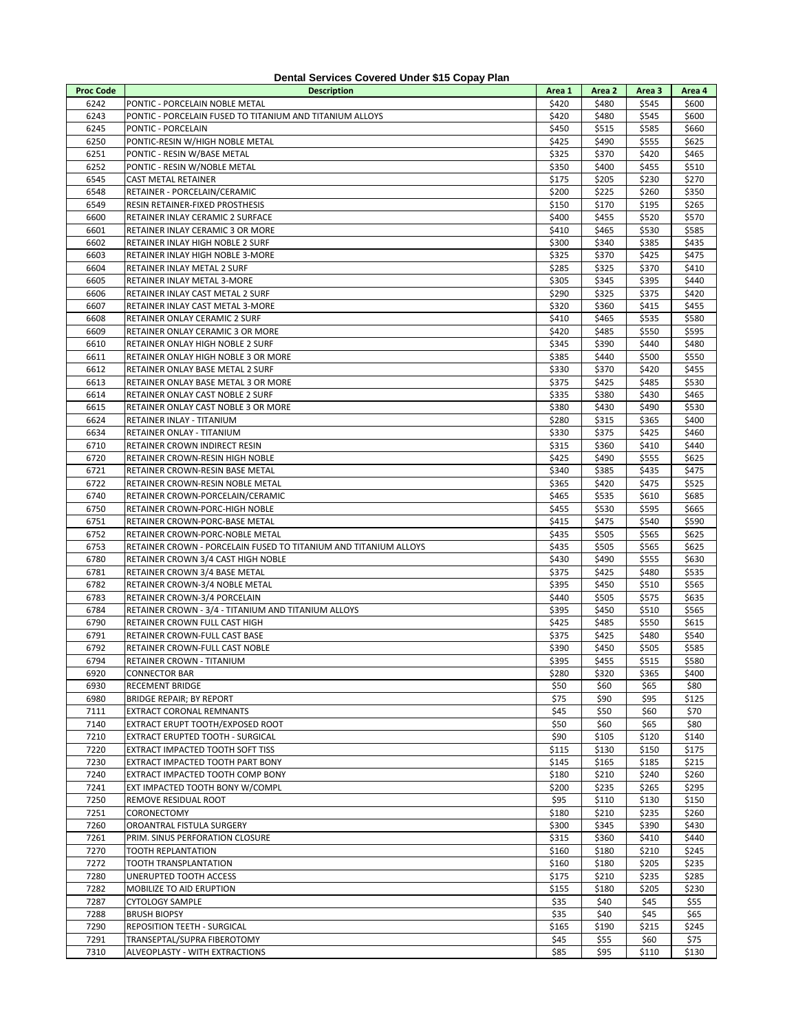**Dental Services Covered Under $15 Copay Plan**

| Proc Code | Description | Area 1 | Area 2 | Area 3 | Area 4 |
|---|---|---|---|---|---|
| 6242 | PONTIC - PORCELAIN NOBLE METAL | $420 | $480 | $545 | $600 |
| 6243 | PONTIC - PORCELAIN FUSED TO TITANIUM AND TITANIUM ALLOYS | $420 | $480 | $545 | $600 |
| 6245 | PONTIC - PORCELAIN | $450 | $515 | $585 | $660 |
| 6250 | PONTIC-RESIN W/HIGH NOBLE METAL | $425 | $490 | $555 | $625 |
| 6251 | PONTIC - RESIN W/BASE METAL | $325 | $370 | $420 | $465 |
| 6252 | PONTIC - RESIN W/NOBLE METAL | $350 | $400 | $455 | $510 |
| 6545 | CAST METAL RETAINER | $175 | $205 | $230 | $270 |
| 6548 | RETAINER - PORCELAIN/CERAMIC | $200 | $225 | $260 | $350 |
| 6549 | RESIN RETAINER-FIXED PROSTHESIS | $150 | $170 | $195 | $265 |
| 6600 | RETAINER INLAY CERAMIC 2 SURFACE | $400 | $455 | $520 | $570 |
| 6601 | RETAINER INLAY CERAMIC 3 OR MORE | $410 | $465 | $530 | $585 |
| 6602 | RETAINER INLAY HIGH NOBLE 2 SURF | $300 | $340 | $385 | $435 |
| 6603 | RETAINER INLAY HIGH NOBLE 3-MORE | $325 | $370 | $425 | $475 |
| 6604 | RETAINER INLAY METAL 2 SURF | $285 | $325 | $370 | $410 |
| 6605 | RETAINER INLAY METAL 3-MORE | $305 | $345 | $395 | $440 |
| 6606 | RETAINER INLAY CAST METAL 2 SURF | $290 | $325 | $375 | $420 |
| 6607 | RETAINER INLAY CAST METAL 3-MORE | $320 | $360 | $415 | $455 |
| 6608 | RETAINER ONLAY CERAMIC 2 SURF | $410 | $465 | $535 | $580 |
| 6609 | RETAINER ONLAY CERAMIC 3 OR MORE | $420 | $485 | $550 | $595 |
| 6610 | RETAINER ONLAY HIGH NOBLE 2 SURF | $345 | $390 | $440 | $480 |
| 6611 | RETAINER ONLAY HIGH NOBLE 3 OR MORE | $385 | $440 | $500 | $550 |
| 6612 | RETAINER ONLAY BASE METAL 2 SURF | $330 | $370 | $420 | $455 |
| 6613 | RETAINER ONLAY BASE METAL 3 OR MORE | $375 | $425 | $485 | $530 |
| 6614 | RETAINER ONLAY CAST NOBLE 2 SURF | $335 | $380 | $430 | $465 |
| 6615 | RETAINER ONLAY CAST NOBLE 3 OR MORE | $380 | $430 | $490 | $530 |
| 6624 | RETAINER INLAY - TITANIUM | $280 | $315 | $365 | $400 |
| 6634 | RETAINER ONLAY - TITANIUM | $330 | $375 | $425 | $460 |
| 6710 | RETAINER CROWN INDIRECT RESIN | $315 | $360 | $410 | $440 |
| 6720 | RETAINER CROWN-RESIN HIGH NOBLE | $425 | $490 | $555 | $625 |
| 6721 | RETAINER CROWN-RESIN BASE METAL | $340 | $385 | $435 | $475 |
| 6722 | RETAINER CROWN-RESIN NOBLE METAL | $365 | $420 | $475 | $525 |
| 6740 | RETAINER CROWN-PORCELAIN/CERAMIC | $465 | $535 | $610 | $685 |
| 6750 | RETAINER CROWN-PORC-HIGH NOBLE | $455 | $530 | $595 | $665 |
| 6751 | RETAINER CROWN-PORC-BASE METAL | $415 | $475 | $540 | $590 |
| 6752 | RETAINER CROWN-PORC-NOBLE METAL | $435 | $505 | $565 | $625 |
| 6753 | RETAINER CROWN - PORCELAIN FUSED TO TITANIUM AND TITANIUM ALLOYS | $435 | $505 | $565 | $625 |
| 6780 | RETAINER CROWN 3/4 CAST HIGH NOBLE | $430 | $490 | $555 | $630 |
| 6781 | RETAINER CROWN 3/4 BASE METAL | $375 | $425 | $480 | $535 |
| 6782 | RETAINER CROWN-3/4 NOBLE METAL | $395 | $450 | $510 | $565 |
| 6783 | RETAINER CROWN-3/4 PORCELAIN | $440 | $505 | $575 | $635 |
| 6784 | RETAINER CROWN - 3/4 - TITANIUM AND TITANIUM ALLOYS | $395 | $450 | $510 | $565 |
| 6790 | RETAINER CROWN FULL CAST HIGH | $425 | $485 | $550 | $615 |
| 6791 | RETAINER CROWN-FULL CAST BASE | $375 | $425 | $480 | $540 |
| 6792 | RETAINER CROWN-FULL CAST NOBLE | $390 | $450 | $505 | $585 |
| 6794 | RETAINER CROWN - TITANIUM | $395 | $455 | $515 | $580 |
| 6920 | CONNECTOR BAR | $280 | $320 | $365 | $400 |
| 6930 | RECEMENT BRIDGE | $50 | $60 | $65 | $80 |
| 6980 | BRIDGE REPAIR; BY REPORT | $75 | $90 | $95 | $125 |
| 7111 | EXTRACT CORONAL REMNANTS | $45 | $50 | $60 | $70 |
| 7140 | EXTRACT ERUPT TOOTH/EXPOSED ROOT | $50 | $60 | $65 | $80 |
| 7210 | EXTRACT ERUPTED TOOTH - SURGICAL | $90 | $105 | $120 | $140 |
| 7220 | EXTRACT IMPACTED TOOTH SOFT TISS | $115 | $130 | $150 | $175 |
| 7230 | EXTRACT IMPACTED TOOTH PART BONY | $145 | $165 | $185 | $215 |
| 7240 | EXTRACT IMPACTED TOOTH COMP BONY | $180 | $210 | $240 | $260 |
| 7241 | EXT IMPACTED TOOTH BONY W/COMPL | $200 | $235 | $265 | $295 |
| 7250 | REMOVE RESIDUAL ROOT | $95 | $110 | $130 | $150 |
| 7251 | CORONECTOMY | $180 | $210 | $235 | $260 |
| 7260 | OROANTRAL FISTULA SURGERY | $300 | $345 | $390 | $430 |
| 7261 | PRIM. SINUS PERFORATION CLOSURE | $315 | $360 | $410 | $440 |
| 7270 | TOOTH REPLANTATION | $160 | $180 | $210 | $245 |
| 7272 | TOOTH TRANSPLANTATION | $160 | $180 | $205 | $235 |
| 7280 | UNERUPTED TOOTH ACCESS | $175 | $210 | $235 | $285 |
| 7282 | MOBILIZE TO AID ERUPTION | $155 | $180 | $205 | $230 |
| 7287 | CYTOLOGY SAMPLE | $35 | $40 | $45 | $55 |
| 7288 | BRUSH BIOPSY | $35 | $40 | $45 | $65 |
| 7290 | REPOSITION TEETH - SURGICAL | $165 | $190 | $215 | $245 |
| 7291 | TRANSEPTAL/SUPRA FIBEROTOMY | $45 | $55 | $60 | $75 |
| 7310 | ALVEOPLASTY - WITH EXTRACTIONS | $85 | $95 | $110 | $130 |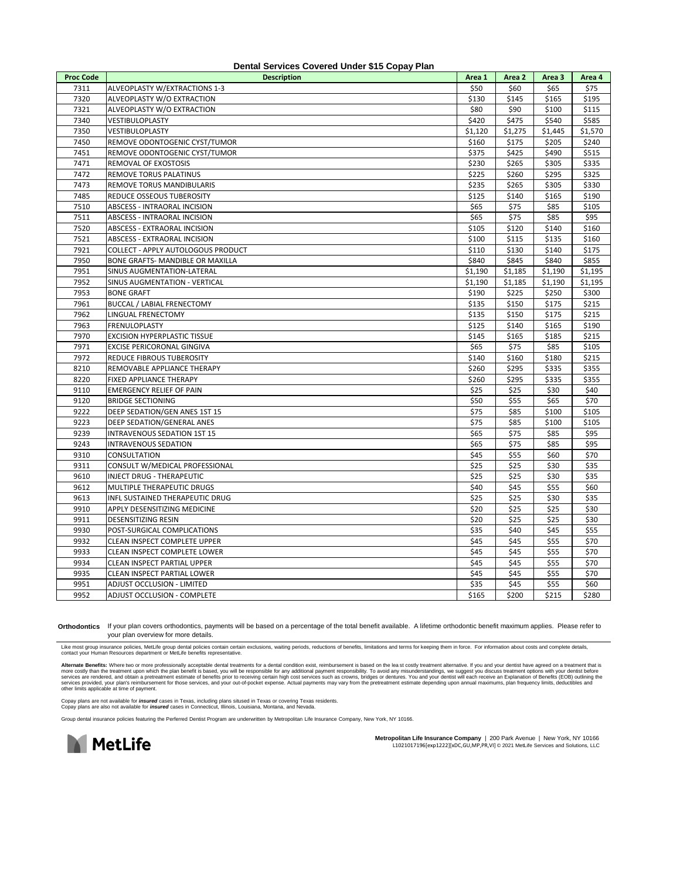## Dental Services Covered Under $15 Copay Plan

| Proc Code | Description | Area 1 | Area 2 | Area 3 | Area 4 |
|---|---|---|---|---|---|
| 7311 | ALVEOPLASTY W/EXTRACTIONS 1-3 | $50 | $60 | $65 | $75 |
| 7320 | ALVEOPLASTY W/O EXTRACTION | $130 | $145 | $165 | $195 |
| 7321 | ALVEOPLASTY W/O EXTRACTION | $80 | $90 | $100 | $115 |
| 7340 | VESTIBULOPLASTY | $420 | $475 | $540 | $585 |
| 7350 | VESTIBULOPLASTY | $1,120 | $1,275 | $1,445 | $1,570 |
| 7450 | REMOVE ODONTOGENIC CYST/TUMOR | $160 | $175 | $205 | $240 |
| 7451 | REMOVE ODONTOGENIC CYST/TUMOR | $375 | $425 | $490 | $515 |
| 7471 | REMOVAL OF EXOSTOSIS | $230 | $265 | $305 | $335 |
| 7472 | REMOVE TORUS PALATINUS | $225 | $260 | $295 | $325 |
| 7473 | REMOVE TORUS MANDIBULARIS | $235 | $265 | $305 | $330 |
| 7485 | REDUCE OSSEOUS TUBEROSITY | $125 | $140 | $165 | $190 |
| 7510 | ABSCESS - INTRAORAL INCISION | $65 | $75 | $85 | $105 |
| 7511 | ABSCESS - INTRAORAL INCISION | $65 | $75 | $85 | $95 |
| 7520 | ABSCESS - EXTRAORAL INCISION | $105 | $120 | $140 | $160 |
| 7521 | ABSCESS - EXTRAORAL INCISION | $100 | $115 | $135 | $160 |
| 7921 | COLLECT - APPLY AUTOLOGOUS PRODUCT | $110 | $130 | $140 | $175 |
| 7950 | BONE GRAFTS- MANDIBLE OR MAXILLA | $840 | $845 | $840 | $855 |
| 7951 | SINUS AUGMENTATION-LATERAL | $1,190 | $1,185 | $1,190 | $1,195 |
| 7952 | SINUS AUGMENTATION - VERTICAL | $1,190 | $1,185 | $1,190 | $1,195 |
| 7953 | BONE GRAFT | $190 | $225 | $250 | $300 |
| 7961 | BUCCAL / LABIAL FRENECTOMY | $135 | $150 | $175 | $215 |
| 7962 | LINGUAL FRENECTOMY | $135 | $150 | $175 | $215 |
| 7963 | FRENULOPLASTY | $125 | $140 | $165 | $190 |
| 7970 | EXCISION HYPERPLASTIC TISSUE | $145 | $165 | $185 | $215 |
| 7971 | EXCISE PERICORONAL GINGIVA | $65 | $75 | $85 | $105 |
| 7972 | REDUCE FIBROUS TUBEROSITY | $140 | $160 | $180 | $215 |
| 8210 | REMOVABLE APPLIANCE THERAPY | $260 | $295 | $335 | $355 |
| 8220 | FIXED APPLIANCE THERAPY | $260 | $295 | $335 | $355 |
| 9110 | EMERGENCY RELIEF OF PAIN | $25 | $25 | $30 | $40 |
| 9120 | BRIDGE SECTIONING | $50 | $55 | $65 | $70 |
| 9222 | DEEP SEDATION/GEN ANES 1ST 15 | $75 | $85 | $100 | $105 |
| 9223 | DEEP SEDATION/GENERAL ANES | $75 | $85 | $100 | $105 |
| 9239 | INTRAVENOUS SEDATION 1ST 15 | $65 | $75 | $85 | $95 |
| 9243 | INTRAVENOUS SEDATION | $65 | $75 | $85 | $95 |
| 9310 | CONSULTATION | $45 | $55 | $60 | $70 |
| 9311 | CONSULT W/MEDICAL PROFESSIONAL | $25 | $25 | $30 | $35 |
| 9610 | INJECT DRUG - THERAPEUTIC | $25 | $25 | $30 | $35 |
| 9612 | MULTIPLE THERAPEUTIC DRUGS | $40 | $45 | $55 | $60 |
| 9613 | INFL SUSTAINED THERAPEUTIC DRUG | $25 | $25 | $30 | $35 |
| 9910 | APPLY DESENSITIZING MEDICINE | $20 | $25 | $25 | $30 |
| 9911 | DESENSITIZING RESIN | $20 | $25 | $25 | $30 |
| 9930 | POST-SURGICAL COMPLICATIONS | $35 | $40 | $45 | $55 |
| 9932 | CLEAN INSPECT COMPLETE UPPER | $45 | $45 | $55 | $70 |
| 9933 | CLEAN INSPECT COMPLETE LOWER | $45 | $45 | $55 | $70 |
| 9934 | CLEAN INSPECT PARTIAL UPPER | $45 | $45 | $55 | $70 |
| 9935 | CLEAN INSPECT PARTIAL LOWER | $45 | $45 | $55 | $70 |
| 9951 | ADJUST OCCLUSION - LIMITED | $35 | $45 | $55 | $60 |
| 9952 | ADJUST OCCLUSION - COMPLETE | $165 | $200 | $215 | $280 |

**Orthodontics** If your plan covers orthodontics, payments will be based on a percentage of the total benefit available. A lifetime orthodontic benefit maximum applies. Please refer to your plan overview for more details.

Like most group insurance policies, MetLife group dental policies contain certain exclusions, waiting periods, reductions of benefits, limitations and terms for keeping them in force. For information about costs and complete details, contact your Human Resources department or MetLife benefits representative.

**Alternate Benefits:** Where two or more professionally acceptable dental treatments for a dental condition exist, reimbursement is based on the lea st costly treatment alternative. If you and your dentist have agreed on a treatment that is more costly than the treatment upon which the plan benefit is based, you will be responsible for any additional payment responsibility. To avoid any misunderstandings, we suggest you discuss treatment options with your dentist before services are rendered, and obtain a pretreatment estimate of benefits prior to receiving certain high cost services such as crowns, bridges or dentures. You and your dentist will each receive an Explanation of Benefits (EOB) outlining the services provided, your plan's reimbursement for those services, and your out-of-pocket expense. Actual payments may vary from the pretreatment estimate depending upon annual maximums, plan frequency limits, deductibles and other limits applicable at time of payment.

Copay plans are not available for ***insured*** cases in Texas, including plans sitused in Texas or covering Texas residents.
Copay plans are also not available for ***insured*** cases in Connecticut, Illinois, Louisiana, Montana, and Nevada.

Group dental insurance policies featuring the Perferred Dentist Program are underwritten by Metropolitan Life Insurance Company, New York, NY 10166.

MetLife

**Metropolitan Life Insurance Company** | 200 Park Avenue | New York, NY 10166
L1021017196[exp1222][xDC,GU,MP,PR,VI] © 2021 MetLife Services and Solutions, LLC